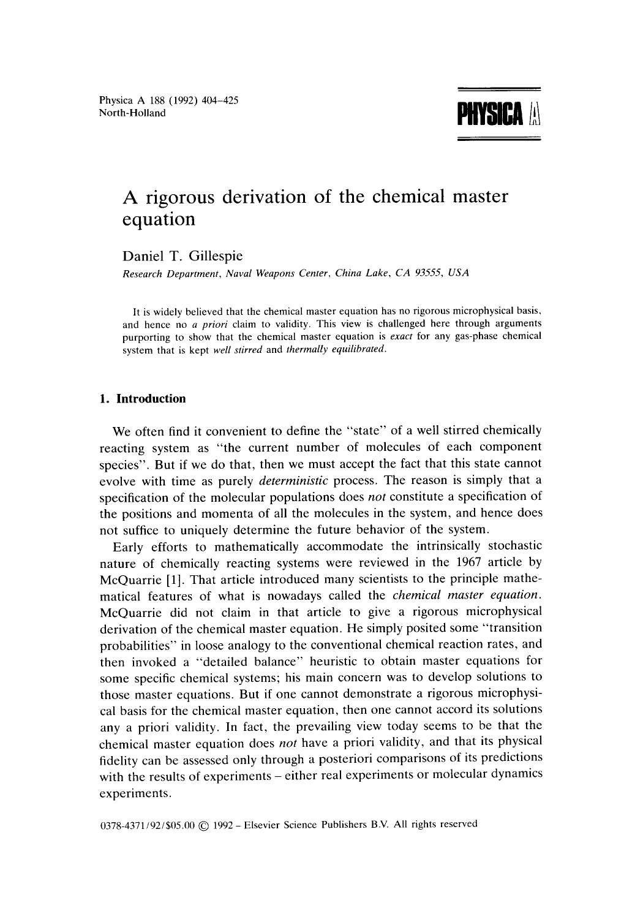# A rigorous derivation of the chemical master equation

Daniel T. Gillespie

*Research Department, Naval Weapons Center, China Lake, CA 93555, USA*

It is widely believed that the chemical master equation has no rigorous microphysical basis, and hence no *a priori* claim to validity. This view is challenged here through arguments purporting to show that the chemical master equation is *exact* for any gas-phase chemical system that is kept *well stirred* and *thermally equilibrated*.

## 1. Introduction

We often find it convenient to define the "state" of a well stirred chemically reacting system as "the current number of molecules of each component species". But if we do that, then we must accept the fact that this state cannot evolve with time as purely *deterministic* process. The reason is simply that a specification of the molecular populations does *not* constitute a specification of the positions and momenta of all the molecules in the system, and hence does not suffice to uniquely determine the future behavior of the system.

Early efforts to mathematically accommodate the intrinsically stochastic nature of chemically reacting systems were reviewed in the 1967 article by McQuarrie [1]. That article introduced many scientists to the principle mathematical features of what is nowadays called the *chemical master equation*. McQuarrie did not claim in that article to give a rigorous microphysical derivation of the chemical master equation. He simply posited some "transition probabilities" in loose analogy to the conventional chemical reaction rates, and then invoked a "detailed balance" heuristic to obtain master equations for some specific chemical systems; his main concern was to develop solutions to those master equations. But if one cannot demonstrate a rigorous microphysical basis for the chemical master equation, then one cannot accord its solutions any a priori validity. In fact, the prevailing view today seems to be that the chemical master equation does *not* have a priori validity, and that its physical fidelity can be assessed only through a posteriori comparisons of its predictions with the results of experiments – either real experiments or molecular dynamics experiments.

0378-4371/92/$05.00 © 1992 – Elsevier Science Publishers B.V. All rights reserved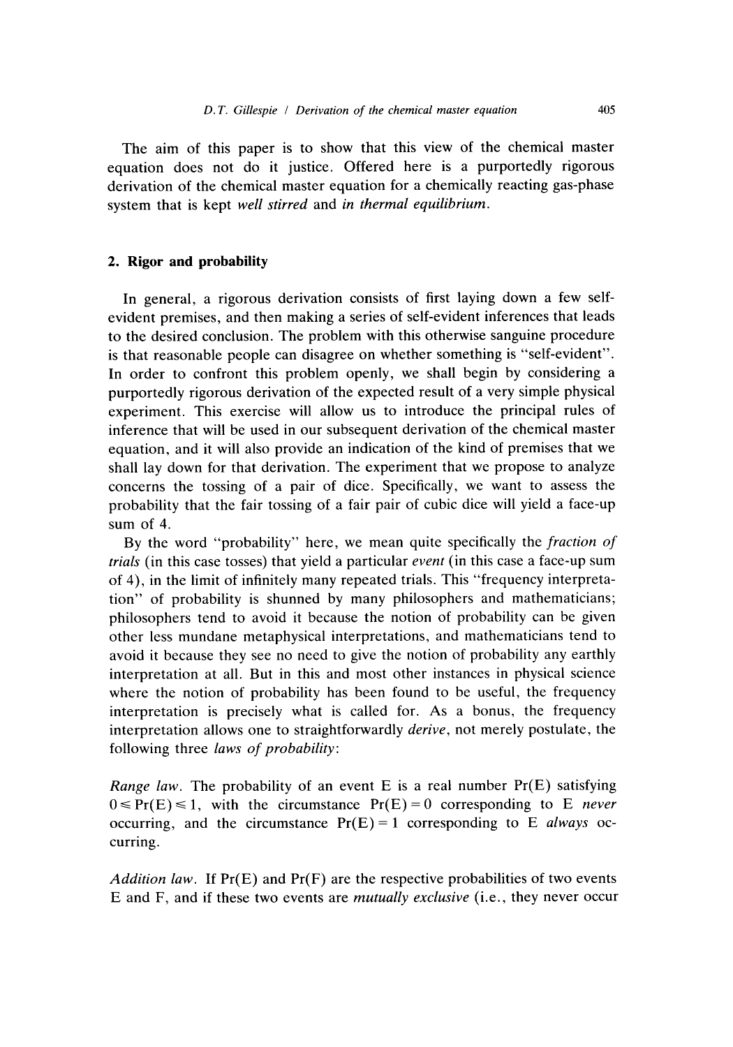The aim of this paper is to show that this view of the chemical master equation does not do it justice. Offered here is a purportedly rigorous derivation of the chemical master equation for a chemically reacting gas-phase system that is kept *well stirred* and *in thermal equilibrium*.

## 2. Rigor and probability

In general, a rigorous derivation consists of first laying down a few self-evident premises, and then making a series of self-evident inferences that leads to the desired conclusion. The problem with this otherwise sanguine procedure is that reasonable people can disagree on whether something is "self-evident". In order to confront this problem openly, we shall begin by considering a purportedly rigorous derivation of the expected result of a very simple physical experiment. This exercise will allow us to introduce the principal rules of inference that will be used in our subsequent derivation of the chemical master equation, and it will also provide an indication of the kind of premises that we shall lay down for that derivation. The experiment that we propose to analyze concerns the tossing of a pair of dice. Specifically, we want to assess the probability that the fair tossing of a fair pair of cubic dice will yield a face-up sum of 4.

By the word "probability" here, we mean quite specifically the *fraction of trials* (in this case tosses) that yield a particular *event* (in this case a face-up sum of 4), in the limit of infinitely many repeated trials. This "frequency interpretation" of probability is shunned by many philosophers and mathematicians; philosophers tend to avoid it because the notion of probability can be given other less mundane metaphysical interpretations, and mathematicians tend to avoid it because they see no need to give the notion of probability any earthly interpretation at all. But in this and most other instances in physical science where the notion of probability has been found to be useful, the frequency interpretation is precisely what is called for. As a bonus, the frequency interpretation allows one to straightforwardly *derive*, not merely postulate, the following three *laws of probability*:

*Range law.* The probability of an event E is a real number Pr(E) satisfying $0 \leqslant \Pr(E) \leqslant 1$, with the circumstance $\Pr(E) = 0$ corresponding to E *never* occurring, and the circumstance $\Pr(E) = 1$ corresponding to E *always* occurring.

*Addition law.* If Pr(E) and Pr(F) are the respective probabilities of two events E and F, and if these two events are *mutually exclusive* (i.e., they never occur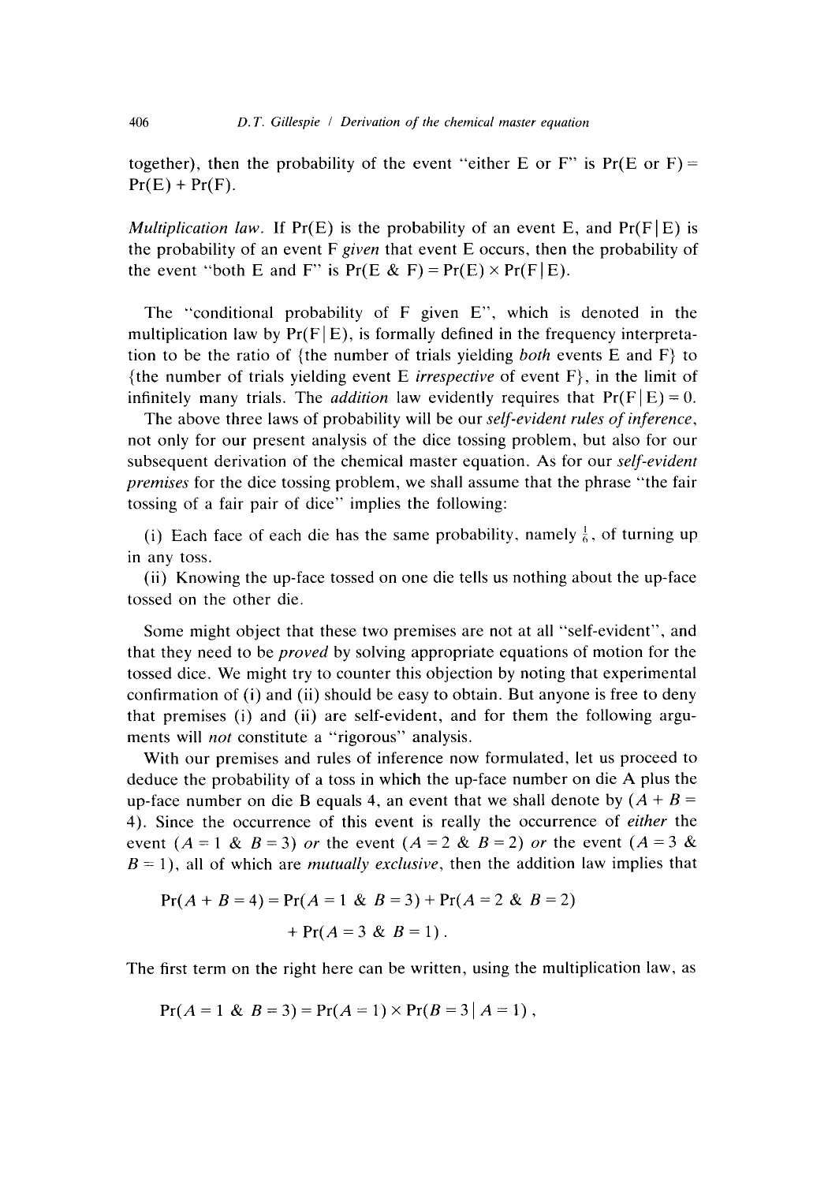together), then the probability of the event "either E or F" is Pr(E or F) = Pr(E) + Pr(F).

*Multiplication law.* If Pr(E) is the probability of an event E, and Pr(F | E) is the probability of an event F *given* that event E occurs, then the probability of the event "both E and F" is Pr(E & F) = Pr(E) × Pr(F | E).

The "conditional probability of F given E", which is denoted in the multiplication law by Pr(F | E), is formally defined in the frequency interpretation to be the ratio of {the number of trials yielding *both* events E and F} to {the number of trials yielding event E *irrespective* of event F}, in the limit of infinitely many trials. The *addition* law evidently requires that Pr(F | E) = 0.

The above three laws of probability will be our *self-evident rules of inference*, not only for our present analysis of the dice tossing problem, but also for our subsequent derivation of the chemical master equation. As for our *self-evident premises* for the dice tossing problem, we shall assume that the phrase "the fair tossing of a fair pair of dice" implies the following:

(i) Each face of each die has the same probability, namely $\frac{1}{6}$, of turning up in any toss.

(ii) Knowing the up-face tossed on one die tells us nothing about the up-face tossed on the other die.

Some might object that these two premises are not at all "self-evident", and that they need to be *proved* by solving appropriate equations of motion for the tossed dice. We might try to counter this objection by noting that experimental confirmation of (i) and (ii) should be easy to obtain. But anyone is free to deny that premises (i) and (ii) are self-evident, and for them the following arguments will *not* constitute a "rigorous" analysis.

With our premises and rules of inference now formulated, let us proceed to deduce the probability of a toss in which the up-face number on die A plus the up-face number on die B equals 4, an event that we shall denote by $(A + B = 4)$. Since the occurrence of this event is really the occurrence of *either* the event $(A = 1 \ \& \ B = 3)$ *or* the event $(A = 2 \ \& \ B = 2)$ *or* the event $(A = 3 \ \& \ B = 1)$, all of which are *mutually exclusive*, then the addition law implies that

$$\Pr(A + B = 4) = \Pr(A = 1 \ \& \ B = 3) + \Pr(A = 2 \ \& \ B = 2) + \Pr(A = 3 \ \& \ B = 1) \, .$$

The first term on the right here can be written, using the multiplication law, as

$$\Pr(A = 1 \ \& \ B = 3) = \Pr(A = 1) \times \Pr(B = 3 \mid A = 1) \, ,$$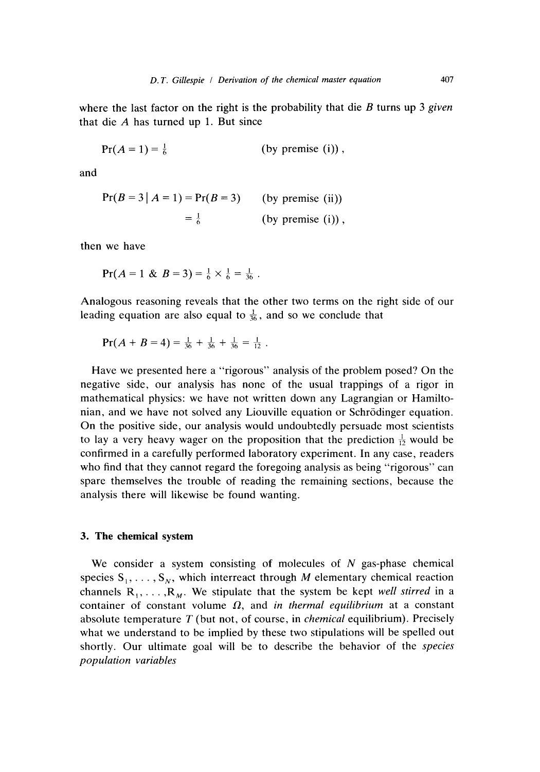where the last factor on the right is the probability that die $B$ turns up 3 *given* that die $A$ has turned up 1. But since

$$\Pr(A = 1) = \tfrac{1}{6} \qquad \text{(by premise (i))},$$

and

$$\Pr(B = 3 \mid A = 1) = \Pr(B = 3) \qquad \text{(by premise (ii))}$$

$$= \tfrac{1}{6} \qquad \text{(by premise (i))},$$

then we have

$$\Pr(A = 1 \ \&\ B = 3) = \tfrac{1}{6} \times \tfrac{1}{6} = \tfrac{1}{36}.$$

Analogous reasoning reveals that the other two terms on the right side of our leading equation are also equal to $\frac{1}{36}$, and so we conclude that

$$\Pr(A + B = 4) = \tfrac{1}{36} + \tfrac{1}{36} + \tfrac{1}{36} = \tfrac{1}{12}.$$

Have we presented here a "rigorous" analysis of the problem posed? On the negative side, our analysis has none of the usual trappings of a rigor in mathematical physics: we have not written down any Lagrangian or Hamiltonian, and we have not solved any Liouville equation or Schrödinger equation. On the positive side, our analysis would undoubtedly persuade most scientists to lay a very heavy wager on the proposition that the prediction $\frac{1}{12}$ would be confirmed in a carefully performed laboratory experiment. In any case, readers who find that they cannot regard the foregoing analysis as being "rigorous" can spare themselves the trouble of reading the remaining sections, because the analysis there will likewise be found wanting.

## 3. The chemical system

We consider a system consisting of molecules of $N$ gas-phase chemical species $S_1, \ldots, S_N$, which interreact through $M$ elementary chemical reaction channels $R_1, \ldots, R_M$. We stipulate that the system be kept *well stirred* in a container of constant volume $\Omega$, and *in thermal equilibrium* at a constant absolute temperature $T$ (but not, of course, in *chemical* equilibrium). Precisely what we understand to be implied by these two stipulations will be spelled out shortly. Our ultimate goal will be to describe the behavior of the *species population variables*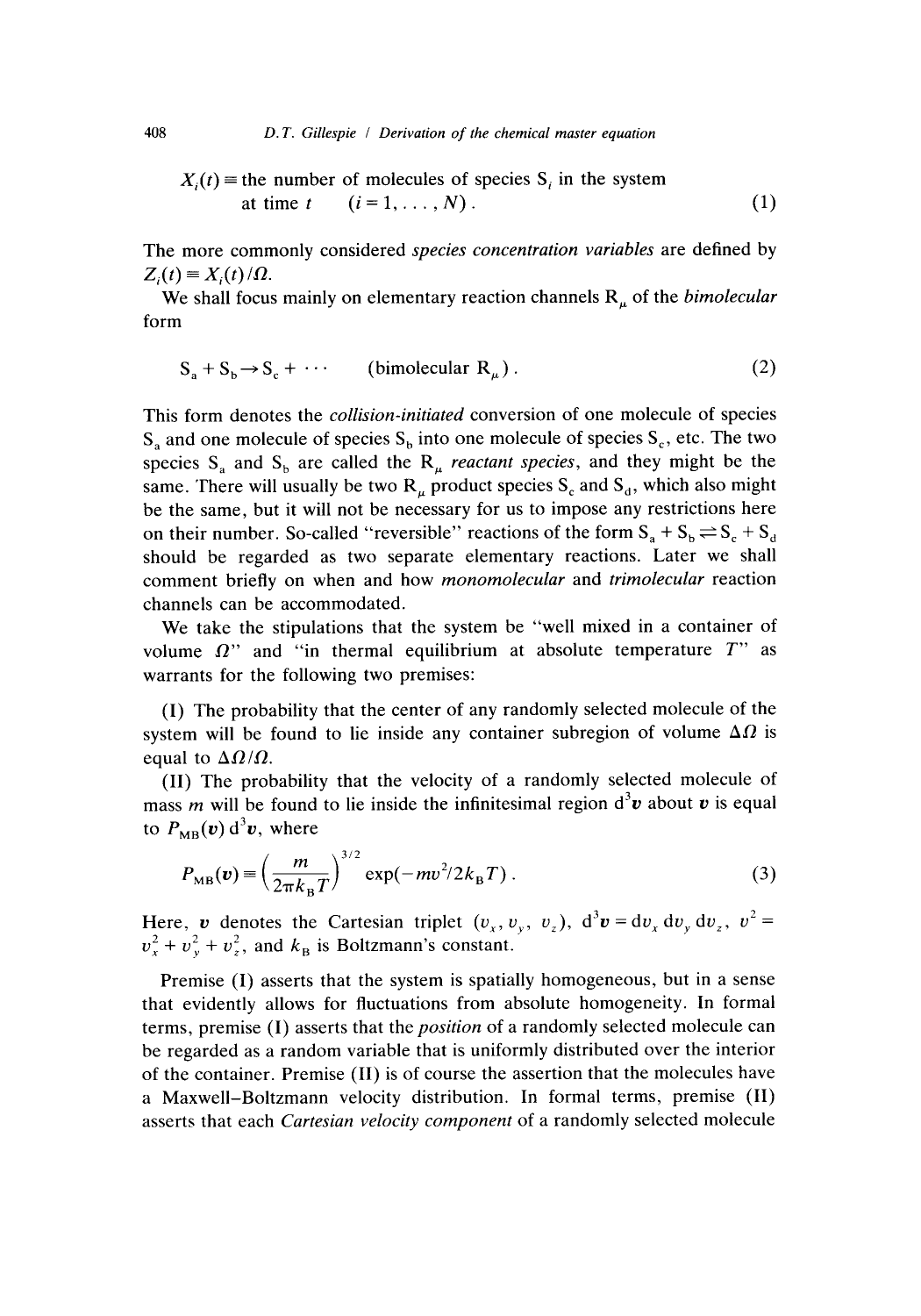$X_i(t) \equiv$ the number of molecules of species $S_i$ in the system at time $t$ $\quad (i = 1, \ldots, N)$. $\quad (1)$

The more commonly considered *species concentration variables* are defined by $Z_i(t) \equiv X_i(t)/\Omega$.

We shall focus mainly on elementary reaction channels $R_\mu$ of the *bimolecular* form

$$S_a + S_b \rightarrow S_c + \cdots \qquad \text{(bimolecular } R_\mu\text{)}. \tag{2}$$

This form denotes the *collision-initiated* conversion of one molecule of species $S_a$ and one molecule of species $S_b$ into one molecule of species $S_c$, etc. The two species $S_a$ and $S_b$ are called the $R_\mu$ *reactant species*, and they might be the same. There will usually be two $R_\mu$ product species $S_c$ and $S_d$, which also might be the same, but it will not be necessary for us to impose any restrictions here on their number. So-called "reversible" reactions of the form $S_a + S_b \rightleftharpoons S_c + S_d$ should be regarded as two separate elementary reactions. Later we shall comment briefly on when and how *monomolecular* and *trimolecular* reaction channels can be accommodated.

We take the stipulations that the system be "well mixed in a container of volume $\Omega$" and "in thermal equilibrium at absolute temperature $T$" as warrants for the following two premises:

(I) The probability that the center of any randomly selected molecule of the system will be found to lie inside any container subregion of volume $\Delta\Omega$ is equal to $\Delta\Omega/\Omega$.

(II) The probability that the velocity of a randomly selected molecule of mass $m$ will be found to lie inside the infinitesimal region $d^3\boldsymbol{v}$ about $\boldsymbol{v}$ is equal to $P_{MB}(\boldsymbol{v})\, d^3\boldsymbol{v}$, where

$$P_{MB}(\boldsymbol{v}) \equiv \left(\frac{m}{2\pi k_B T}\right)^{3/2} \exp(-mv^2/2k_B T). \tag{3}$$

Here, $\boldsymbol{v}$ denotes the Cartesian triplet $(v_x, v_y, v_z)$, $d^3\boldsymbol{v} = dv_x\, dv_y\, dv_z$, $v^2 = v_x^2 + v_y^2 + v_z^2$, and $k_B$ is Boltzmann's constant.

Premise (I) asserts that the system is spatially homogeneous, but in a sense that evidently allows for fluctuations from absolute homogeneity. In formal terms, premise (I) asserts that the *position* of a randomly selected molecule can be regarded as a random variable that is uniformly distributed over the interior of the container. Premise (II) is of course the assertion that the molecules have a Maxwell–Boltzmann velocity distribution. In formal terms, premise (II) asserts that each *Cartesian velocity component* of a randomly selected molecule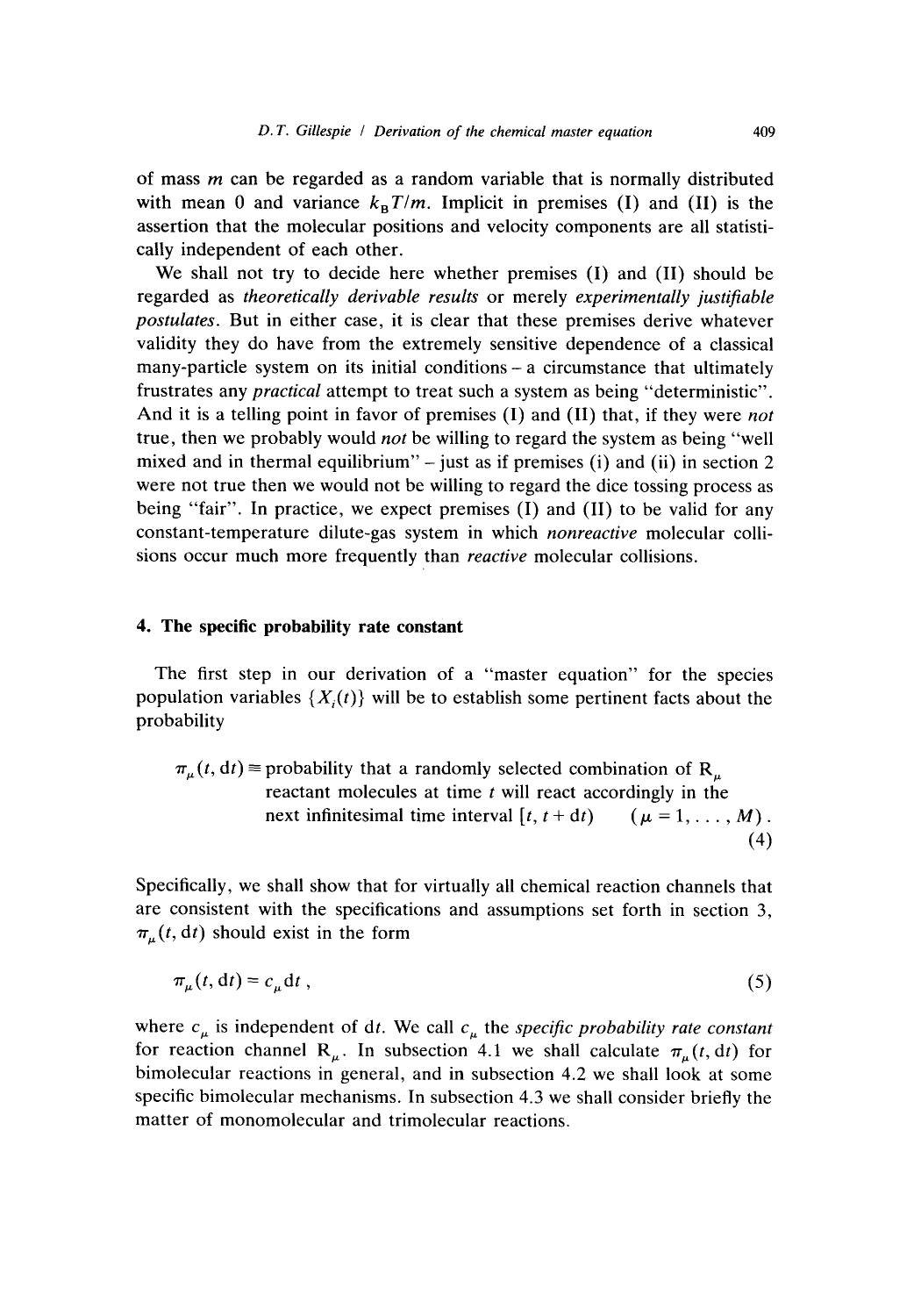of mass $m$ can be regarded as a random variable that is normally distributed with mean 0 and variance $k_B T/m$. Implicit in premises (I) and (II) is the assertion that the molecular positions and velocity components are all statistically independent of each other.

We shall not try to decide here whether premises (I) and (II) should be regarded as *theoretically derivable results* or merely *experimentally justifiable postulates*. But in either case, it is clear that these premises derive whatever validity they do have from the extremely sensitive dependence of a classical many-particle system on its initial conditions – a circumstance that ultimately frustrates any *practical* attempt to treat such a system as being "deterministic". And it is a telling point in favor of premises (I) and (II) that, if they were *not* true, then we probably would *not* be willing to regard the system as being "well mixed and in thermal equilibrium" – just as if premises (i) and (ii) in section 2 were not true then we would not be willing to regard the dice tossing process as being "fair". In practice, we expect premises (I) and (II) to be valid for any constant-temperature dilute-gas system in which *nonreactive* molecular collisions occur much more frequently than *reactive* molecular collisions.

## 4. The specific probability rate constant

The first step in our derivation of a "master equation" for the species population variables $\{X_i(t)\}$ will be to establish some pertinent facts about the probability

$$\pi_\mu(t, \mathrm{d}t) \equiv \text{probability that a randomly selected combination of } \mathrm{R}_\mu \text{ reactant molecules at time } t \text{ will react accordingly in the next infinitesimal time interval } [t, t + \mathrm{d}t) \quad (\mu = 1, \ldots, M)\,. \tag{4}$$

Specifically, we shall show that for virtually all chemical reaction channels that are consistent with the specifications and assumptions set forth in section 3, $\pi_\mu(t, \mathrm{d}t)$ should exist in the form

$$\pi_\mu(t, \mathrm{d}t) = c_\mu \mathrm{d}t\,, \tag{5}$$

where $c_\mu$ is independent of $\mathrm{d}t$. We call $c_\mu$ the *specific probability rate constant* for reaction channel $\mathrm{R}_\mu$. In subsection 4.1 we shall calculate $\pi_\mu(t, \mathrm{d}t)$ for bimolecular reactions in general, and in subsection 4.2 we shall look at some specific bimolecular mechanisms. In subsection 4.3 we shall consider briefly the matter of monomolecular and trimolecular reactions.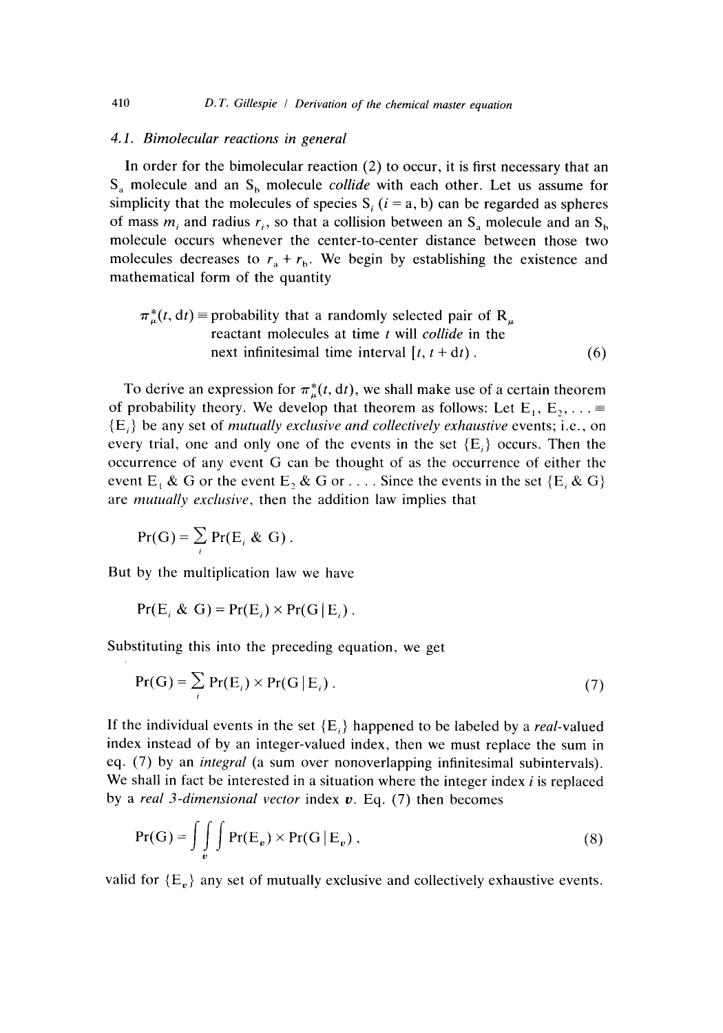### 4.1. Bimolecular reactions in general

In order for the bimolecular reaction (2) to occur, it is first necessary that an $S_a$ molecule and an $S_b$ molecule *collide* with each other. Let us assume for simplicity that the molecules of species $S_i$ ($i = a, b$) can be regarded as spheres of mass $m_i$ and radius $r_i$, so that a collision between an $S_a$ molecule and an $S_b$ molecule occurs whenever the center-to-center distance between those two molecules decreases to $r_a + r_b$. We begin by establishing the existence and mathematical form of the quantity

$$\pi_\mu^*(t, \mathrm{d}t) \equiv \text{probability that a randomly selected pair of } R_\mu \text{ reactant molecules at time } t \text{ will } \textit{collide} \text{ in the next infinitesimal time interval } [t, t + \mathrm{d}t) \,. \tag{6}$$

To derive an expression for $\pi_\mu^*(t, \mathrm{d}t)$, we shall make use of a certain theorem of probability theory. We develop that theorem as follows: Let $E_1, E_2, \ldots \equiv \{E_i\}$ be any set of *mutually exclusive and collectively exhaustive* events; i.e., on every trial, one and only one of the events in the set $\{E_i\}$ occurs. Then the occurrence of any event G can be thought of as the occurrence of either the event $E_1$ & G or the event $E_2$ & G or . . . . Since the events in the set $\{E_i \text{ \& } G\}$ are *mutually exclusive*, then the addition law implies that

$$\Pr(G) = \sum_i \Pr(E_i \text{ \& } G) \,.$$

But by the multiplication law we have

$$\Pr(E_i \text{ \& } G) = \Pr(E_i) \times \Pr(G \mid E_i) \,.$$

Substituting this into the preceding equation, we get

$$\Pr(G) = \sum_i \Pr(E_i) \times \Pr(G \mid E_i) \,. \tag{7}$$

If the individual events in the set $\{E_i\}$ happened to be labeled by a *real*-valued index instead of by an integer-valued index, then we must replace the sum in eq. (7) by an *integral* (a sum over nonoverlapping infinitesimal subintervals). We shall in fact be interested in a situation where the integer index $i$ is replaced by a *real 3-dimensional vector* index $\boldsymbol{v}$. Eq. (7) then becomes

$$\Pr(G) = \iiint_{\boldsymbol{v}} \Pr(E_{\boldsymbol{v}}) \times \Pr(G \mid E_{\boldsymbol{v}}) \,, \tag{8}$$

valid for $\{E_{\boldsymbol{v}}\}$ any set of mutually exclusive and collectively exhaustive events.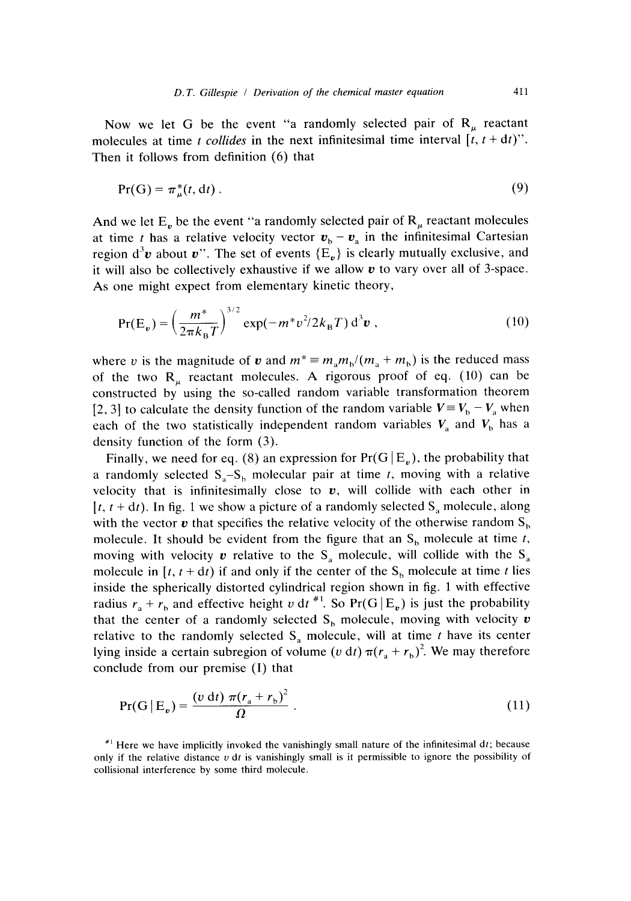Now we let G be the event "a randomly selected pair of $R_\mu$ reactant molecules at time $t$ *collides* in the next infinitesimal time interval $[t, t + dt)$". Then it follows from definition (6) that

$$\Pr(G) = \pi^*_\mu(t, dt) . \tag{9}$$

And we let $E_v$ be the event "a randomly selected pair of $R_\mu$ reactant molecules at time $t$ has a relative velocity vector $\boldsymbol{v}_b - \boldsymbol{v}_a$ in the infinitesimal Cartesian region $d^3\boldsymbol{v}$ about $\boldsymbol{v}$". The set of events $\{E_v\}$ is clearly mutually exclusive, and it will also be collectively exhaustive if we allow $\boldsymbol{v}$ to vary over all of 3-space. As one might expect from elementary kinetic theory,

$$\Pr(E_v) = \left(\frac{m^*}{2\pi k_B T}\right)^{3/2} \exp(-m^* v^2/2k_B T)\, d^3\boldsymbol{v} , \tag{10}$$

where $v$ is the magnitude of $\boldsymbol{v}$ and $m^* \equiv m_a m_b/(m_a + m_b)$ is the reduced mass of the two $R_\mu$ reactant molecules. A rigorous proof of eq. (10) can be constructed by using the so-called random variable transformation theorem [2, 3] to calculate the density function of the random variable $\boldsymbol{V} \equiv \boldsymbol{V}_b - \boldsymbol{V}_a$ when each of the two statistically independent random variables $\boldsymbol{V}_a$ and $\boldsymbol{V}_b$ has a density function of the form (3).

Finally, we need for eq. (8) an expression for $\Pr(G \mid E_v)$, the probability that a randomly selected $S_a$–$S_b$ molecular pair at time $t$, moving with a relative velocity that is infinitesimally close to $\boldsymbol{v}$, will collide with each other in $[t, t + dt)$. In fig. 1 we show a picture of a randomly selected $S_a$ molecule, along with the vector $\boldsymbol{v}$ that specifies the relative velocity of the otherwise random $S_b$ molecule. It should be evident from the figure that an $S_b$ molecule at time $t$, moving with velocity $\boldsymbol{v}$ relative to the $S_a$ molecule, will collide with the $S_a$ molecule in $[t, t + dt)$ if and only if the center of the $S_b$ molecule at time $t$ lies inside the spherically distorted cylindrical region shown in fig. 1 with effective radius $r_a + r_b$ and effective height $v\, dt$ [#1]. So $\Pr(G \mid E_v)$ is just the probability that the center of a randomly selected $S_b$ molecule, moving with velocity $\boldsymbol{v}$ relative to the randomly selected $S_a$ molecule, will at time $t$ have its center lying inside a certain subregion of volume $(v\, dt)\, \pi(r_a + r_b)^2$. We may therefore conclude from our premise (I) that

$$\Pr(G \mid E_v) = \frac{(v\, dt)\, \pi(r_a + r_b)^2}{\Omega} . \tag{11}$$

[#1] Here we have implicitly invoked the vanishingly small nature of the infinitesimal $dt$; because only if the relative distance $v\, dt$ is vanishingly small is it permissible to ignore the possibility of collisional interference by some third molecule.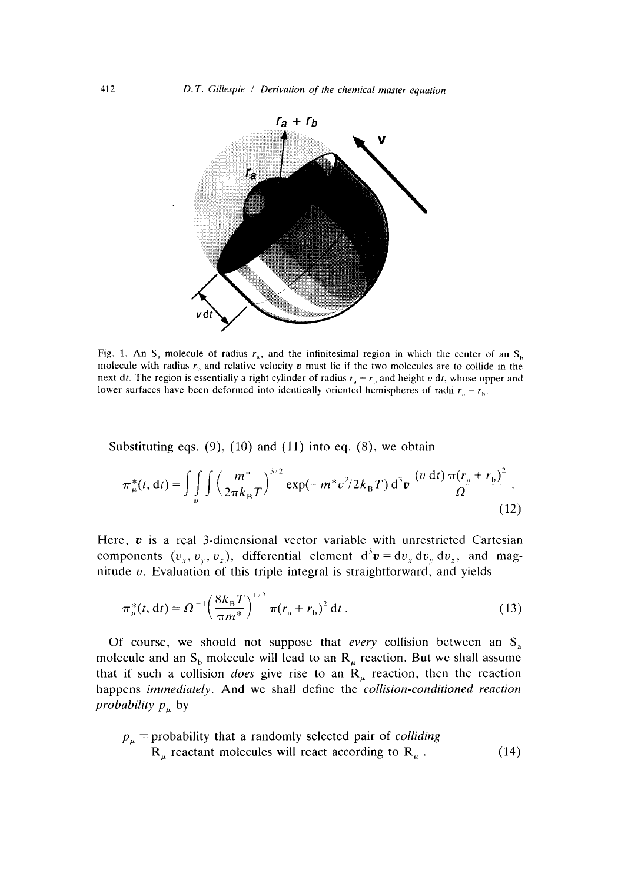Fig. 1. An $S_a$ molecule of radius $r_a$, and the infinitesimal region in which the center of an $S_b$ molecule with radius $r_b$ and relative velocity $\boldsymbol{v}$ must lie if the two molecules are to collide in the next $dt$. The region is essentially a right cylinder of radius $r_a + r_b$ and height $v\,dt$, whose upper and lower surfaces have been deformed into identically oriented hemispheres of radii $r_a + r_b$.

Substituting eqs. (9), (10) and (11) into eq. (8), we obtain

$$\pi_\mu^*(t, dt) = \iiint\limits_{\boldsymbol{v}} \left(\frac{m^*}{2\pi k_B T}\right)^{3/2} \exp(-m^* v^2 / 2k_B T)\, d^3\boldsymbol{v}\, \frac{(v\, dt)\, \pi (r_a + r_b)^2}{\Omega}\,. \tag{12}$$

Here, $\boldsymbol{v}$ is a real 3-dimensional vector variable with unrestricted Cartesian components $(v_x, v_y, v_z)$, differential element $d^3\boldsymbol{v} = dv_x\, dv_y\, dv_z$, and magnitude $v$. Evaluation of this triple integral is straightforward, and yields

$$\pi_\mu^*(t, dt) = \Omega^{-1} \left(\frac{8 k_B T}{\pi m^*}\right)^{1/2} \pi (r_a + r_b)^2\, dt\,. \tag{13}$$

Of course, we should not suppose that *every* collision between an $S_a$ molecule and an $S_b$ molecule will lead to an $R_\mu$ reaction. But we shall assume that if such a collision *does* give rise to an $R_\mu$ reaction, then the reaction happens *immediately*. And we shall define the *collision-conditioned reaction probability* $p_\mu$ by

$$p_\mu \equiv \text{probability that a randomly selected pair of } colliding \text{ } R_\mu \text{ reactant molecules will react according to } R_\mu\,. \tag{14}$$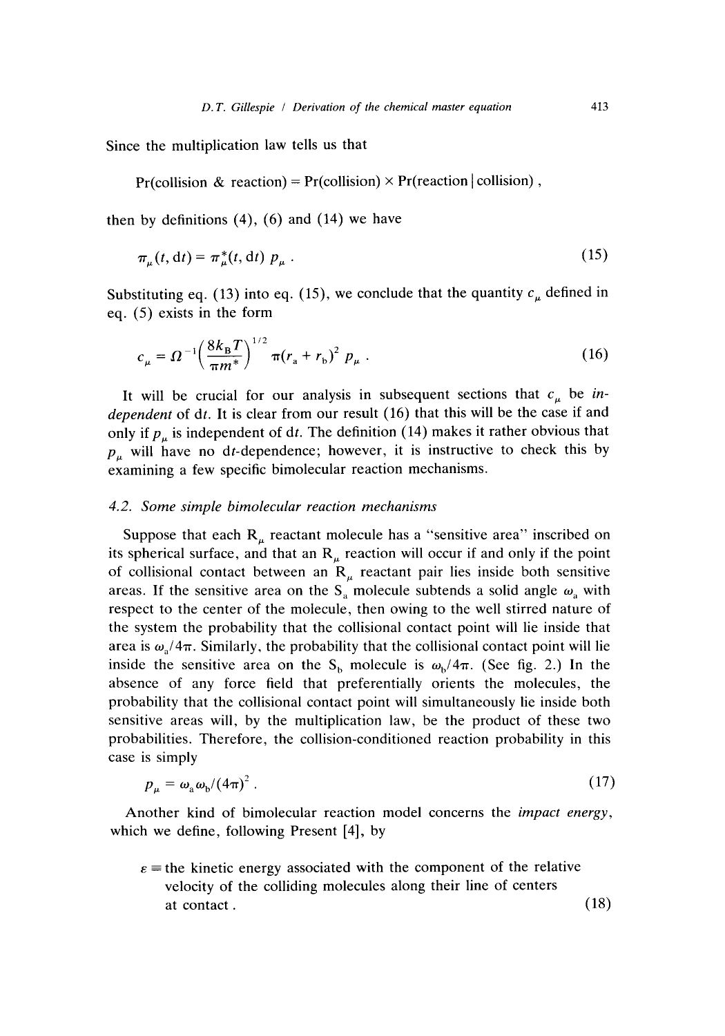Since the multiplication law tells us that

$$\Pr(\text{collision \& reaction}) = \Pr(\text{collision}) \times \Pr(\text{reaction} \mid \text{collision}) ,$$

then by definitions (4), (6) and (14) we have

$$\pi_\mu(t, \mathrm{d}t) = \pi_\mu^*(t, \mathrm{d}t)\, p_\mu . \tag{15}$$

Substituting eq. (13) into eq. (15), we conclude that the quantity $c_\mu$ defined in eq. (5) exists in the form

$$c_\mu = \Omega^{-1}\left(\frac{8k_\mathrm{B}T}{\pi m^*}\right)^{1/2} \pi(r_\mathrm{a} + r_\mathrm{b})^2\, p_\mu . \tag{16}$$

It will be crucial for our analysis in subsequent sections that $c_\mu$ be *independent* of $\mathrm{d}t$. It is clear from our result (16) that this will be the case if and only if $p_\mu$ is independent of $\mathrm{d}t$. The definition (14) makes it rather obvious that $p_\mu$ will have no $\mathrm{d}t$-dependence; however, it is instructive to check this by examining a few specific bimolecular reaction mechanisms.

### 4.2. Some simple bimolecular reaction mechanisms

Suppose that each $\mathrm{R}_\mu$ reactant molecule has a "sensitive area" inscribed on its spherical surface, and that an $\mathrm{R}_\mu$ reaction will occur if and only if the point of collisional contact between an $\mathrm{R}_\mu$ reactant pair lies inside both sensitive areas. If the sensitive area on the $\mathrm{S}_\mathrm{a}$ molecule subtends a solid angle $\omega_\mathrm{a}$ with respect to the center of the molecule, then owing to the well stirred nature of the system the probability that the collisional contact point will lie inside that area is $\omega_\mathrm{a}/4\pi$. Similarly, the probability that the collisional contact point will lie inside the sensitive area on the $\mathrm{S}_\mathrm{b}$ molecule is $\omega_\mathrm{b}/4\pi$. (See fig. 2.) In the absence of any force field that preferentially orients the molecules, the probability that the collisional contact point will simultaneously lie inside both sensitive areas will, by the multiplication law, be the product of these two probabilities. Therefore, the collision-conditioned reaction probability in this case is simply

$$p_\mu = \omega_\mathrm{a}\omega_\mathrm{b}/(4\pi)^2 . \tag{17}$$

Another kind of bimolecular reaction model concerns the *impact energy*, which we define, following Present [4], by

$$\varepsilon \equiv \text{the kinetic energy associated with the component of the relative velocity of the colliding molecules along their line of centers at contact} . \tag{18}$$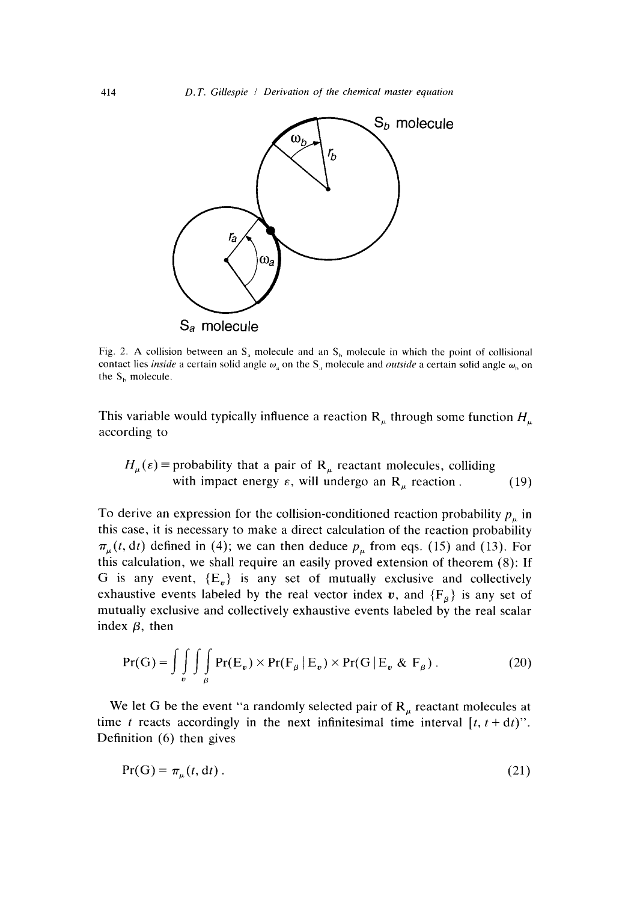Fig. 2. A collision between an $S_a$ molecule and an $S_b$ molecule in which the point of collisional contact lies *inside* a certain solid angle $\omega_a$ on the $S_a$ molecule and *outside* a certain solid angle $\omega_b$ on the $S_b$ molecule.

This variable would typically influence a reaction $R_\mu$ through some function $H_\mu$ according to

$$H_\mu(\varepsilon) \equiv \text{probability that a pair of } R_\mu \text{ reactant molecules, colliding with impact energy } \varepsilon\text{, will undergo an } R_\mu \text{ reaction}\,. \tag{19}$$

To derive an expression for the collision-conditioned reaction probability $p_\mu$ in this case, it is necessary to make a direct calculation of the reaction probability $\pi_\mu(t, \mathrm{d}t)$ defined in (4); we can then deduce $p_\mu$ from eqs. (15) and (13). For this calculation, we shall require an easily proved extension of theorem (8): If G is any event, $\{E_{\boldsymbol{v}}\}$ is any set of mutually exclusive and collectively exhaustive events labeled by the real vector index $\boldsymbol{v}$, and $\{F_\beta\}$ is any set of mutually exclusive and collectively exhaustive events labeled by the real scalar index $\beta$, then

$$\Pr(G) = \int\!\!\int\!\!\int_{\boldsymbol{v}} \int_{\beta} \Pr(E_{\boldsymbol{v}}) \times \Pr(F_\beta \mid E_{\boldsymbol{v}}) \times \Pr(G \mid E_{\boldsymbol{v}} \;\&\; F_\beta)\,. \tag{20}$$

We let G be the event "a randomly selected pair of $R_\mu$ reactant molecules at time $t$ reacts accordingly in the next infinitesimal time interval $[t, t + \mathrm{d}t)$". Definition (6) then gives

$$\Pr(G) = \pi_\mu(t, \mathrm{d}t)\,. \tag{21}$$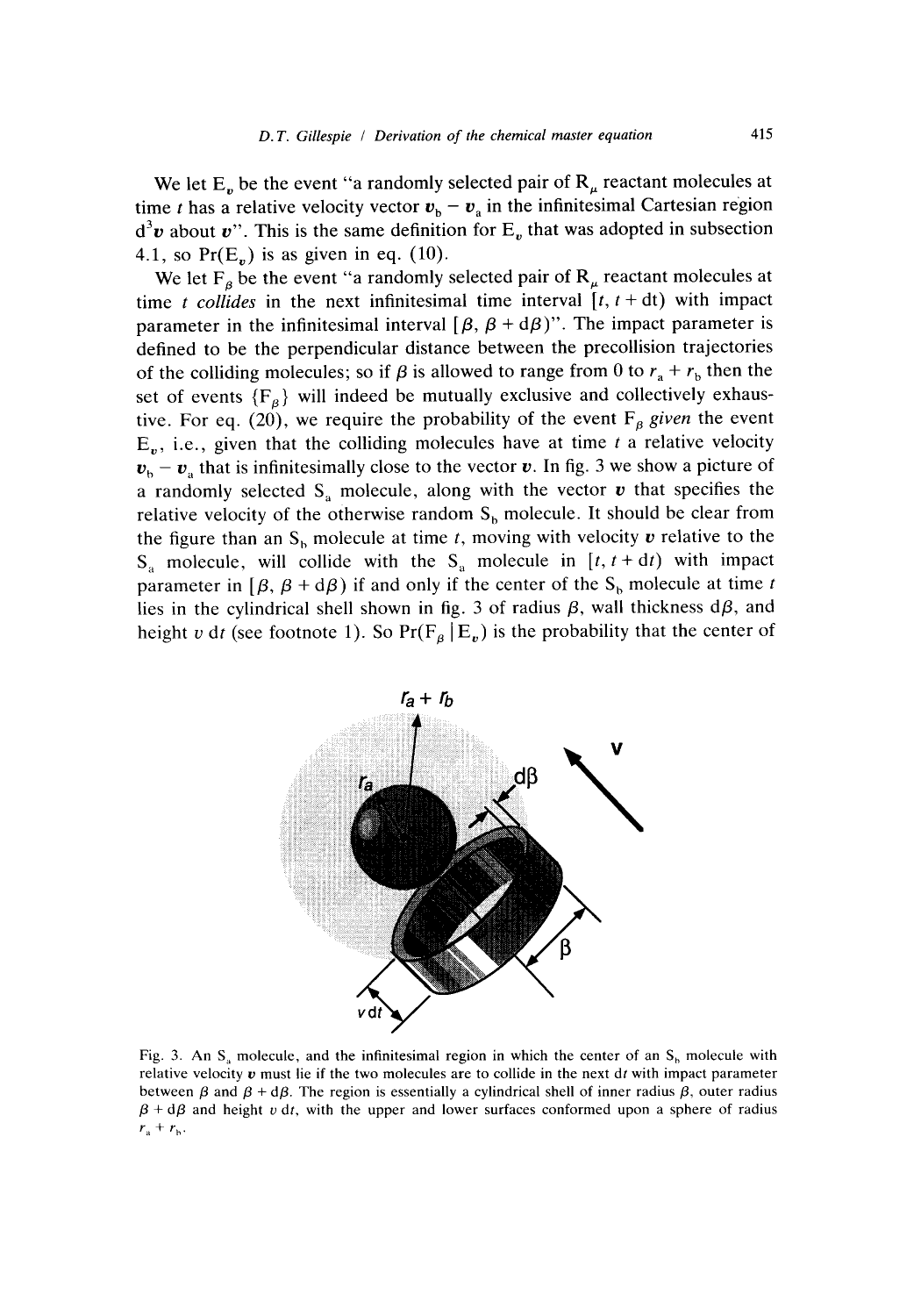We let $E_v$ be the event "a randomly selected pair of $R_\mu$ reactant molecules at time $t$ has a relative velocity vector $\boldsymbol{v}_b - \boldsymbol{v}_a$ in the infinitesimal Cartesian region $d^3\boldsymbol{v}$ about $\boldsymbol{v}$". This is the same definition for $E_v$ that was adopted in subsection 4.1, so $\Pr(E_v)$ is as given in eq. (10).

We let $F_\beta$ be the event "a randomly selected pair of $R_\mu$ reactant molecules at time $t$ *collides* in the next infinitesimal time interval $[t, t + dt)$ with impact parameter in the infinitesimal interval $[\beta, \beta + d\beta)$". The impact parameter is defined to be the perpendicular distance between the precollision trajectories of the colliding molecules; so if $\beta$ is allowed to range from 0 to $r_a + r_b$ then the set of events $\{F_\beta\}$ will indeed be mutually exclusive and collectively exhaustive. For eq. (20), we require the probability of the event $F_\beta$ *given* the event $E_v$, i.e., given that the colliding molecules have at time $t$ a relative velocity $\boldsymbol{v}_b - \boldsymbol{v}_a$ that is infinitesimally close to the vector $\boldsymbol{v}$. In fig. 3 we show a picture of a randomly selected $S_a$ molecule, along with the vector $\boldsymbol{v}$ that specifies the relative velocity of the otherwise random $S_b$ molecule. It should be clear from the figure than an $S_b$ molecule at time $t$, moving with velocity $\boldsymbol{v}$ relative to the $S_a$ molecule, will collide with the $S_a$ molecule in $[t, t + dt)$ with impact parameter in $[\beta, \beta + d\beta)$ if and only if the center of the $S_b$ molecule at time $t$ lies in the cylindrical shell shown in fig. 3 of radius $\beta$, wall thickness $d\beta$, and height $v\,dt$ (see footnote 1). So $\Pr(F_\beta \mid E_v)$ is the probability that the center of

Fig. 3. An $S_a$ molecule, and the infinitesimal region in which the center of an $S_b$ molecule with relative velocity $\boldsymbol{v}$ must lie if the two molecules are to collide in the next $dt$ with impact parameter between $\beta$ and $\beta + d\beta$. The region is essentially a cylindrical shell of inner radius $\beta$, outer radius $\beta + d\beta$ and height $v\,dt$, with the upper and lower surfaces conformed upon a sphere of radius $r_a + r_b$.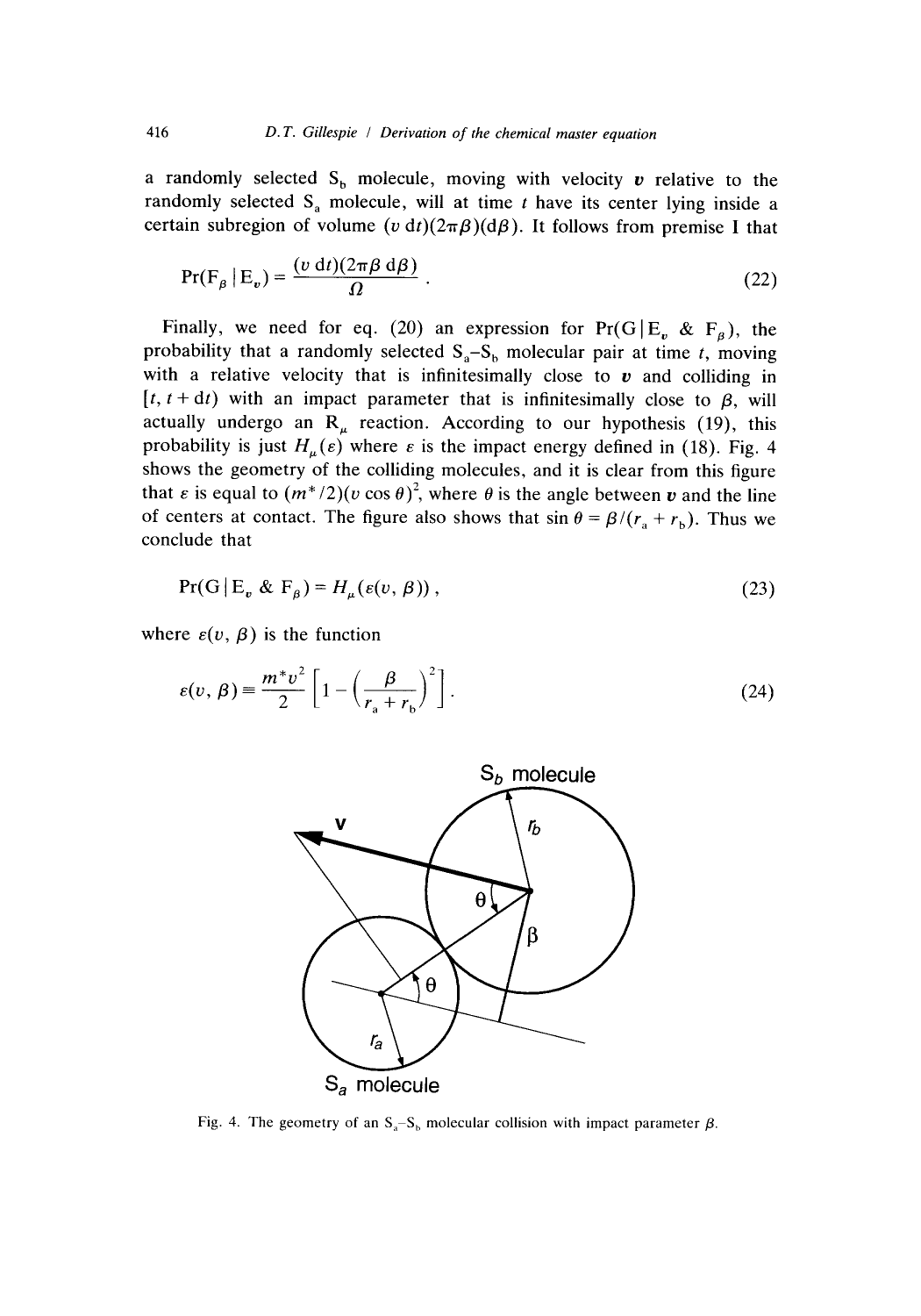a randomly selected $S_b$ molecule, moving with velocity $\boldsymbol{v}$ relative to the randomly selected $S_a$ molecule, will at time $t$ have its center lying inside a certain subregion of volume $(v\,dt)(2\pi\beta)(d\beta)$. It follows from premise I that

$$\Pr(F_\beta \mid E_v) = \frac{(v\,dt)(2\pi\beta\,d\beta)}{\Omega} . \tag{22}$$

Finally, we need for eq. (20) an expression for $\Pr(G \mid E_v \;\&\; F_\beta)$, the probability that a randomly selected $S_a$–$S_b$ molecular pair at time $t$, moving with a relative velocity that is infinitesimally close to $\boldsymbol{v}$ and colliding in $[t, t + dt)$ with an impact parameter that is infinitesimally close to $\beta$, will actually undergo an $R_\mu$ reaction. According to our hypothesis (19), this probability is just $H_\mu(\varepsilon)$ where $\varepsilon$ is the impact energy defined in (18). Fig. 4 shows the geometry of the colliding molecules, and it is clear from this figure that $\varepsilon$ is equal to $(m^*/2)(v \cos\theta)^2$, where $\theta$ is the angle between $\boldsymbol{v}$ and the line of centers at contact. The figure also shows that $\sin\theta = \beta/(r_a + r_b)$. Thus we conclude that

$$\Pr(G \mid E_v \;\&\; F_\beta) = H_\mu(\varepsilon(v, \beta)) , \tag{23}$$

where $\varepsilon(v, \beta)$ is the function

$$\varepsilon(v, \beta) \equiv \frac{m^* v^2}{2}\left[1 - \left(\frac{\beta}{r_a + r_b}\right)^2\right] . \tag{24}$$

Fig. 4. The geometry of an $S_a$–$S_b$ molecular collision with impact parameter $\beta$.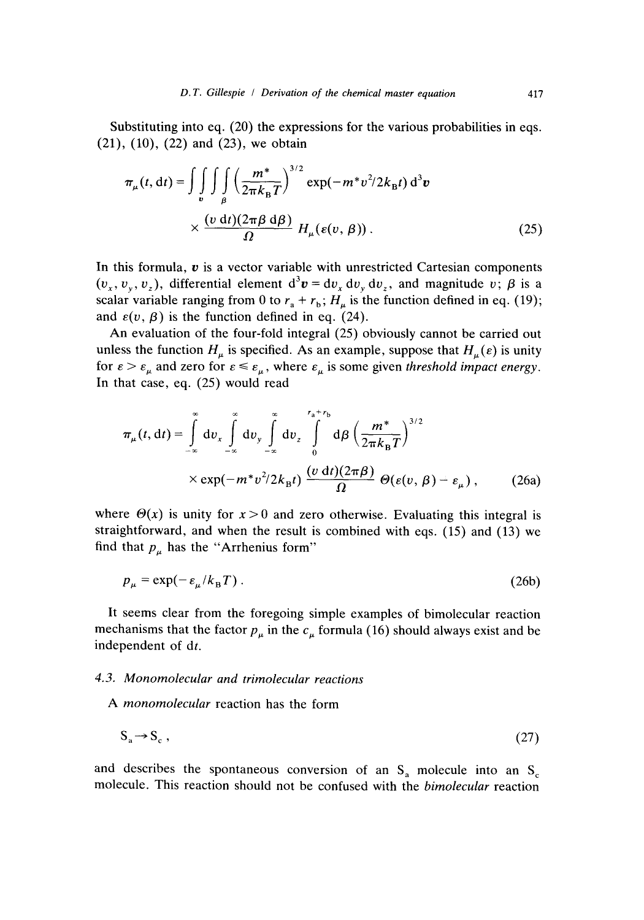Substituting into eq. (20) the expressions for the various probabilities in eqs. (21), (10), (22) and (23), we obtain

$$
\pi_\mu(t, \mathrm{d}t) = \iiint_{\boldsymbol{v}} \int_{\beta} \left(\frac{m^*}{2\pi k_\mathrm{B} T}\right)^{3/2} \exp(-m^* v^2/2k_\mathrm{B}t)\, \mathrm{d}^3\boldsymbol{v} \times \frac{(v\,\mathrm{d}t)(2\pi\beta\,\mathrm{d}\beta)}{\Omega} H_\mu(\varepsilon(v, \beta)) . \tag{25}
$$

In this formula, $\boldsymbol{v}$ is a vector variable with unrestricted Cartesian components $(v_x, v_y, v_z)$, differential element $\mathrm{d}^3\boldsymbol{v} = \mathrm{d}v_x\,\mathrm{d}v_y\,\mathrm{d}v_z$, and magnitude $v$; $\beta$ is a scalar variable ranging from 0 to $r_\mathrm{a} + r_\mathrm{b}$; $H_\mu$ is the function defined in eq. (19); and $\varepsilon(v, \beta)$ is the function defined in eq. (24).

An evaluation of the four-fold integral (25) obviously cannot be carried out unless the function $H_\mu$ is specified. As an example, suppose that $H_\mu(\varepsilon)$ is unity for $\varepsilon > \varepsilon_\mu$ and zero for $\varepsilon \leq \varepsilon_\mu$, where $\varepsilon_\mu$ is some given *threshold impact energy*. In that case, eq. (25) would read

$$
\pi_\mu(t, \mathrm{d}t) = \int_{-\infty}^{\infty} \mathrm{d}v_x \int_{-\infty}^{\infty} \mathrm{d}v_y \int_{-\infty}^{\infty} \mathrm{d}v_z \int_{0}^{r_\mathrm{a}+r_\mathrm{b}} \mathrm{d}\beta \left(\frac{m^*}{2\pi k_\mathrm{B} T}\right)^{3/2} \times \exp(-m^* v^2/2k_\mathrm{B}t)\, \frac{(v\,\mathrm{d}t)(2\pi\beta)}{\Omega}\, \Theta(\varepsilon(v, \beta) - \varepsilon_\mu) , \tag{26a}
$$

where $\Theta(x)$ is unity for $x > 0$ and zero otherwise. Evaluating this integral is straightforward, and when the result is combined with eqs. (15) and (13) we find that $p_\mu$ has the "Arrhenius form"

$$
p_\mu = \exp(-\varepsilon_\mu / k_\mathrm{B} T) . \tag{26b}
$$

It seems clear from the foregoing simple examples of bimolecular reaction mechanisms that the factor $p_\mu$ in the $c_\mu$ formula (16) should always exist and be independent of $\mathrm{d}t$.

### 4.3. Monomolecular and trimolecular reactions

A *monomolecular* reaction has the form

$$
\mathrm{S}_\mathrm{a} \rightarrow \mathrm{S}_\mathrm{c} , \tag{27}
$$

and describes the spontaneous conversion of an $\mathrm{S}_\mathrm{a}$ molecule into an $\mathrm{S}_\mathrm{c}$ molecule. This reaction should not be confused with the *bimolecular* reaction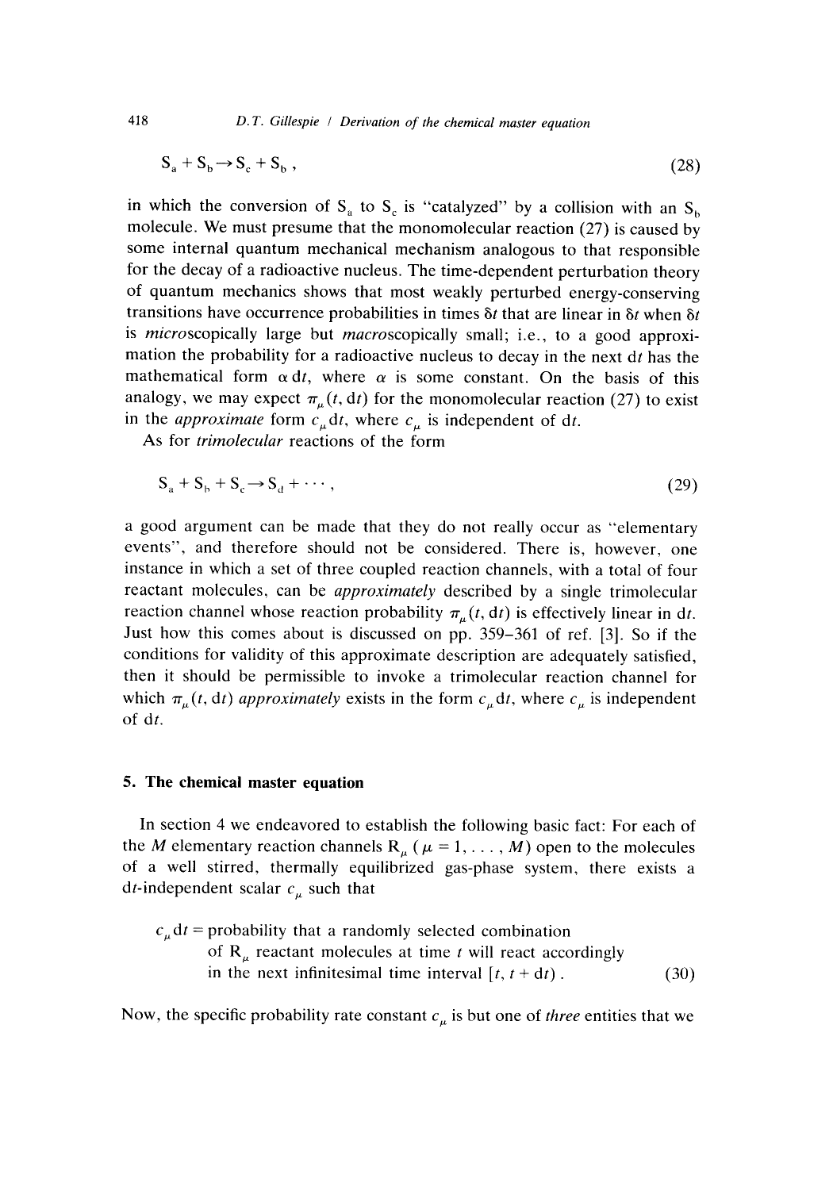$$S_a + S_b \rightarrow S_c + S_b \,, \tag{28}$$

in which the conversion of $S_a$ to $S_c$ is "catalyzed" by a collision with an $S_b$ molecule. We must presume that the monomolecular reaction (27) is caused by some internal quantum mechanical mechanism analogous to that responsible for the decay of a radioactive nucleus. The time-dependent perturbation theory of quantum mechanics shows that most weakly perturbed energy-conserving transitions have occurrence probabilities in times $\delta t$ that are linear in $\delta t$ when $\delta t$ is *micro*scopically large but *macro*scopically small; i.e., to a good approximation the probability for a radioactive nucleus to decay in the next $\mathrm{d}t$ has the mathematical form $\alpha\,\mathrm{d}t$, where $\alpha$ is some constant. On the basis of this analogy, we may expect $\pi_\mu(t, \mathrm{d}t)$ for the monomolecular reaction (27) to exist in the *approximate* form $c_\mu \mathrm{d}t$, where $c_\mu$ is independent of $\mathrm{d}t$.

As for *trimolecular* reactions of the form

$$S_a + S_b + S_c \rightarrow S_d + \cdots \,, \tag{29}$$

a good argument can be made that they do not really occur as "elementary events", and therefore should not be considered. There is, however, one instance in which a set of three coupled reaction channels, with a total of four reactant molecules, can be *approximately* described by a single trimolecular reaction channel whose reaction probability $\pi_\mu(t, \mathrm{d}t)$ is effectively linear in $\mathrm{d}t$. Just how this comes about is discussed on pp. 359–361 of ref. [3]. So if the conditions for validity of this approximate description are adequately satisfied, then it should be permissible to invoke a trimolecular reaction channel for which $\pi_\mu(t, \mathrm{d}t)$ *approximately* exists in the form $c_\mu \mathrm{d}t$, where $c_\mu$ is independent of $\mathrm{d}t$.

## 5. The chemical master equation

In section 4 we endeavored to establish the following basic fact: For each of the $M$ elementary reaction channels $R_\mu$ ($\mu = 1, \ldots, M$) open to the molecules of a well stirred, thermally equilibrized gas-phase system, there exists a $\mathrm{d}t$-independent scalar $c_\mu$ such that

$$c_\mu \mathrm{d}t = \text{probability that a randomly selected combination of } R_\mu \text{ reactant molecules at time } t \text{ will react accordingly in the next infinitesimal time interval } [t, t + \mathrm{d}t)\,. \tag{30}$$

Now, the specific probability rate constant $c_\mu$ is but one of *three* entities that we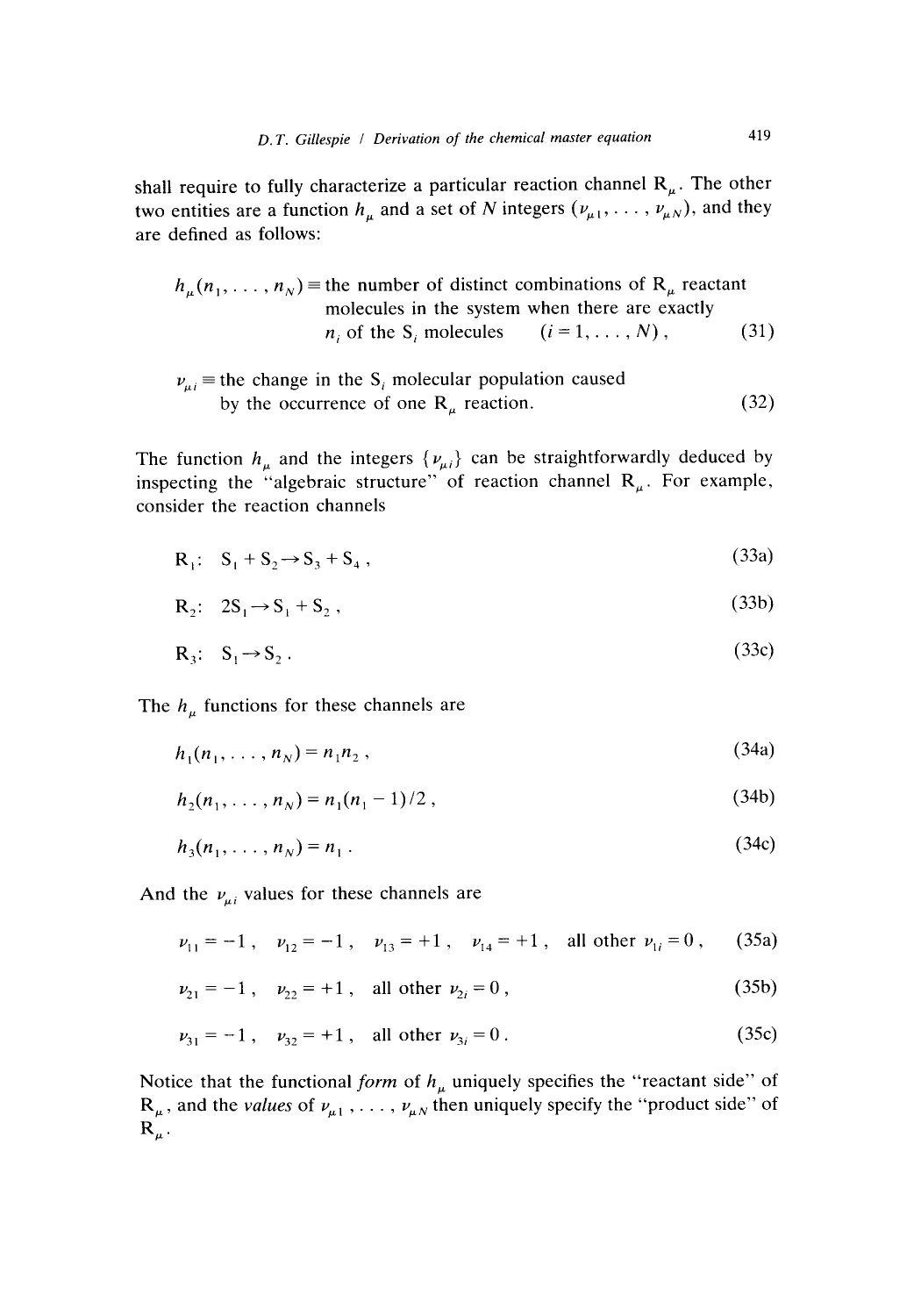shall require to fully characterize a particular reaction channel $R_\mu$. The other two entities are a function $h_\mu$ and a set of $N$ integers $(\nu_{\mu 1}, \ldots, \nu_{\mu N})$, and they are defined as follows:

$$h_\mu(n_1, \ldots, n_N) \equiv \text{the number of distinct combinations of } R_\mu \text{ reactant molecules in the system when there are exactly } n_i \text{ of the } S_i \text{ molecules} \quad (i = 1, \ldots, N)\,, \tag{31}$$

$$\nu_{\mu i} \equiv \text{the change in the } S_i \text{ molecular population caused by the occurrence of one } R_\mu \text{ reaction.} \tag{32}$$

The function $h_\mu$ and the integers $\{\nu_{\mu i}\}$ can be straightforwardly deduced by inspecting the "algebraic structure" of reaction channel $R_\mu$. For example, consider the reaction channels

$$R_1: \quad S_1 + S_2 \to S_3 + S_4\,, \tag{33a}$$

$$R_2: \quad 2S_1 \to S_1 + S_2\,, \tag{33b}$$

$$R_3: \quad S_1 \to S_2\,. \tag{33c}$$

The $h_\mu$ functions for these channels are

$$h_1(n_1, \ldots, n_N) = n_1 n_2\,, \tag{34a}$$

$$h_2(n_1, \ldots, n_N) = n_1(n_1 - 1)/2\,, \tag{34b}$$

$$h_3(n_1, \ldots, n_N) = n_1\,. \tag{34c}$$

And the $\nu_{\mu i}$ values for these channels are

$$\nu_{11} = -1\,, \quad \nu_{12} = -1\,, \quad \nu_{13} = +1\,, \quad \nu_{14} = +1\,, \quad \text{all other } \nu_{1i} = 0\,, \tag{35a}$$

$$\nu_{21} = -1\,, \quad \nu_{22} = +1\,, \quad \text{all other } \nu_{2i} = 0\,, \tag{35b}$$

$$\nu_{31} = -1\,, \quad \nu_{32} = +1\,, \quad \text{all other } \nu_{3i} = 0\,. \tag{35c}$$

Notice that the functional *form* of $h_\mu$ uniquely specifies the "reactant side" of $R_\mu$, and the *values* of $\nu_{\mu 1}, \ldots, \nu_{\mu N}$ then uniquely specify the "product side" of $R_\mu$.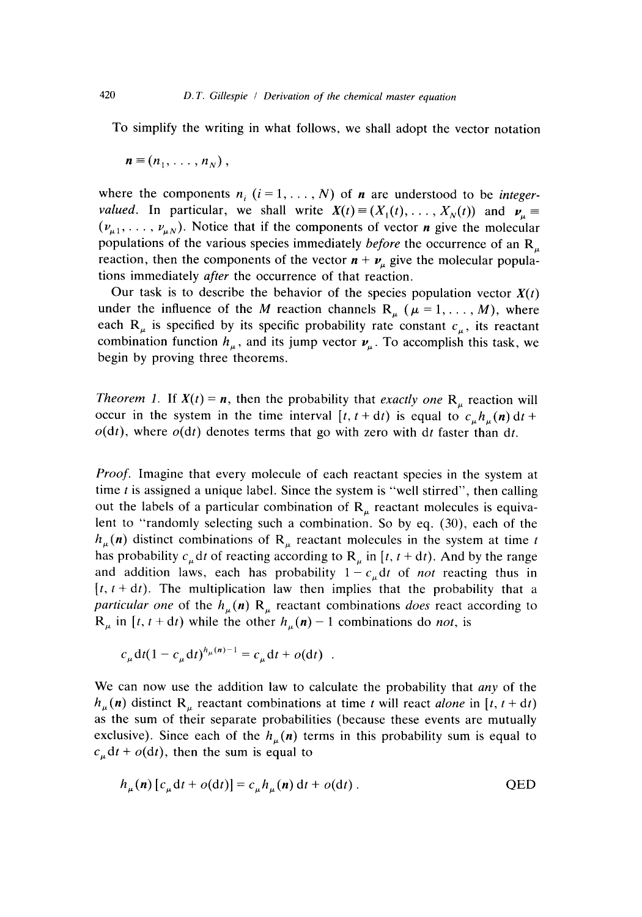To simplify the writing in what follows, we shall adopt the vector notation

$$\boldsymbol{n} \equiv (n_1, \ldots, n_N) ,$$

where the components $n_i$ $(i = 1, \ldots, N)$ of $\boldsymbol{n}$ are understood to be *integer-valued*. In particular, we shall write $\boldsymbol{X}(t) \equiv (X_1(t), \ldots, X_N(t))$ and $\boldsymbol{\nu}_\mu \equiv (\nu_{\mu 1}, \ldots, \nu_{\mu N})$. Notice that if the components of vector $\boldsymbol{n}$ give the molecular populations of the various species immediately *before* the occurrence of an $R_\mu$ reaction, then the components of the vector $\boldsymbol{n} + \boldsymbol{\nu}_\mu$ give the molecular populations immediately *after* the occurrence of that reaction.

Our task is to describe the behavior of the species population vector $\boldsymbol{X}(t)$ under the influence of the $M$ reaction channels $R_\mu$ $(\mu = 1, \ldots, M)$, where each $R_\mu$ is specified by its specific probability rate constant $c_\mu$, its reactant combination function $h_\mu$, and its jump vector $\boldsymbol{\nu}_\mu$. To accomplish this task, we begin by proving three theorems.

*Theorem 1.* If $\boldsymbol{X}(t) = \boldsymbol{n}$, then the probability that *exactly one* $R_\mu$ reaction will occur in the system in the time interval $[t, t + \mathrm{d}t)$ is equal to $c_\mu h_\mu(\boldsymbol{n})\,\mathrm{d}t + o(\mathrm{d}t)$, where $o(\mathrm{d}t)$ denotes terms that go with zero with $\mathrm{d}t$ faster than $\mathrm{d}t$.

*Proof.* Imagine that every molecule of each reactant species in the system at time $t$ is assigned a unique label. Since the system is "well stirred", then calling out the labels of a particular combination of $R_\mu$ reactant molecules is equivalent to "randomly selecting such a combination. So by eq. (30), each of the $h_\mu(\boldsymbol{n})$ distinct combinations of $R_\mu$ reactant molecules in the system at time $t$ has probability $c_\mu \mathrm{d}t$ of reacting according to $R_\mu$ in $[t, t + \mathrm{d}t)$. And by the range and addition laws, each has probability $1 - c_\mu \mathrm{d}t$ of *not* reacting thus in $[t, t + \mathrm{d}t)$. The multiplication law then implies that the probability that a *particular one* of the $h_\mu(\boldsymbol{n})$ $R_\mu$ reactant combinations *does* react according to $R_\mu$ in $[t, t + \mathrm{d}t)$ while the other $h_\mu(\boldsymbol{n}) - 1$ combinations do *not*, is

$$c_\mu \mathrm{d}t(1 - c_\mu \mathrm{d}t)^{h_\mu(\boldsymbol{n}) - 1} = c_\mu \mathrm{d}t + o(\mathrm{d}t) \ .$$

We can now use the addition law to calculate the probability that *any* of the $h_\mu(\boldsymbol{n})$ distinct $R_\mu$ reactant combinations at time $t$ will react *alone* in $[t, t + \mathrm{d}t)$ as the sum of their separate probabilities (because these events are mutually exclusive). Since each of the $h_\mu(\boldsymbol{n})$ terms in this probability sum is equal to $c_\mu \mathrm{d}t + o(\mathrm{d}t)$, then the sum is equal to

$$h_\mu(\boldsymbol{n})\,[c_\mu \mathrm{d}t + o(\mathrm{d}t)] = c_\mu h_\mu(\boldsymbol{n})\,\mathrm{d}t + o(\mathrm{d}t) \,. \qquad \text{QED}$$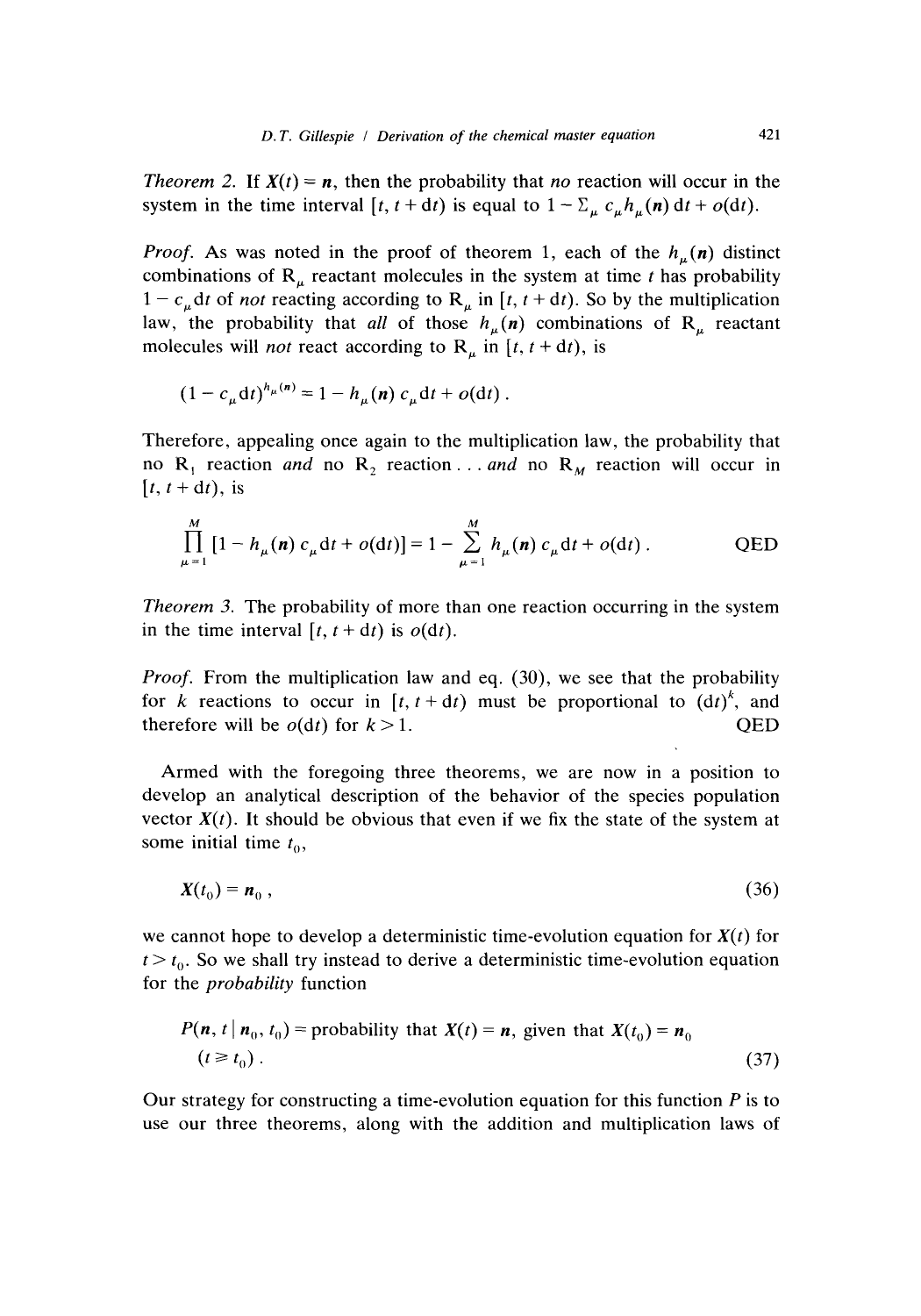*Theorem 2.* If $X(t) = n$, then the probability that *no* reaction will occur in the system in the time interval $[t, t + \mathrm{d}t)$ is equal to $1 - \Sigma_\mu c_\mu h_\mu(n)\,\mathrm{d}t + o(\mathrm{d}t)$.

*Proof.* As was noted in the proof of theorem 1, each of the $h_\mu(n)$ distinct combinations of $R_\mu$ reactant molecules in the system at time $t$ has probability $1 - c_\mu \mathrm{d}t$ of *not* reacting according to $R_\mu$ in $[t, t + \mathrm{d}t)$. So by the multiplication law, the probability that *all* of those $h_\mu(n)$ combinations of $R_\mu$ reactant molecules will *not* react according to $R_\mu$ in $[t, t + \mathrm{d}t)$, is

$$(1 - c_\mu \mathrm{d}t)^{h_\mu(n)} = 1 - h_\mu(n)\, c_\mu \mathrm{d}t + o(\mathrm{d}t)\,.$$

Therefore, appealing once again to the multiplication law, the probability that no $R_1$ reaction *and* no $R_2$ reaction . . . *and* no $R_M$ reaction will occur in $[t, t + \mathrm{d}t)$, is

$$\prod_{\mu=1}^{M} [1 - h_\mu(n)\, c_\mu \mathrm{d}t + o(\mathrm{d}t)] = 1 - \sum_{\mu=1}^{M} h_\mu(n)\, c_\mu \mathrm{d}t + o(\mathrm{d}t)\,. \qquad \text{QED}$$

*Theorem 3.* The probability of more than one reaction occurring in the system in the time interval $[t, t + \mathrm{d}t)$ is $o(\mathrm{d}t)$.

*Proof.* From the multiplication law and eq. (30), we see that the probability for $k$ reactions to occur in $[t, t + \mathrm{d}t)$ must be proportional to $(\mathrm{d}t)^k$, and therefore will be $o(\mathrm{d}t)$ for $k > 1$. QED

Armed with the foregoing three theorems, we are now in a position to develop an analytical description of the behavior of the species population vector $X(t)$. It should be obvious that even if we fix the state of the system at some initial time $t_0$,

$$X(t_0) = n_0\,, \tag{36}$$

we cannot hope to develop a deterministic time-evolution equation for $X(t)$ for $t > t_0$. So we shall try instead to derive a deterministic time-evolution equation for the *probability* function

$$P(n, t \mid n_0, t_0) = \text{probability that } X(t) = n, \text{ given that } X(t_0) = n_0 \quad (t \geqslant t_0)\,. \tag{37}$$

Our strategy for constructing a time-evolution equation for this function $P$ is to use our three theorems, along with the addition and multiplication laws of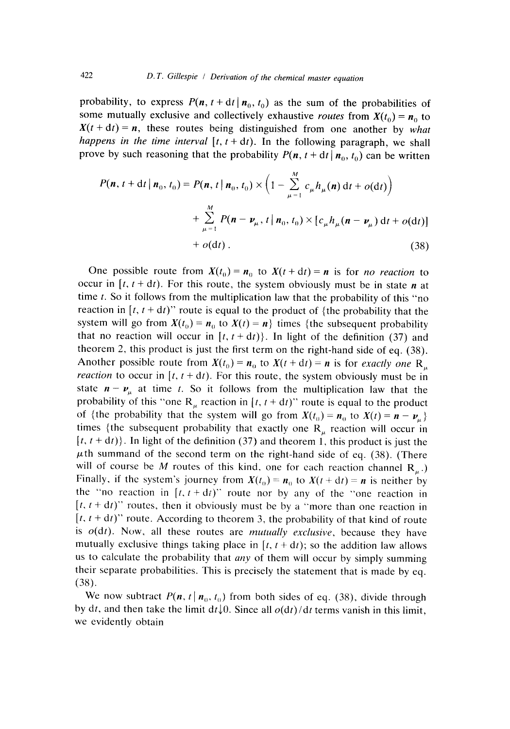probability, to express $P(\boldsymbol{n}, t + \mathrm{d}t \mid \boldsymbol{n}_0, t_0)$ as the sum of the probabilities of some mutually exclusive and collectively exhaustive *routes* from $\boldsymbol{X}(t_0) = \boldsymbol{n}_0$ to $\boldsymbol{X}(t + \mathrm{d}t) = \boldsymbol{n}$, these routes being distinguished from one another by *what happens in the time interval* $[t, t + \mathrm{d}t)$. In the following paragraph, we shall prove by such reasoning that the probability $P(\boldsymbol{n}, t + \mathrm{d}t \mid \boldsymbol{n}_0, t_0)$ can be written

$$
\begin{aligned}
P(\boldsymbol{n}, t + \mathrm{d}t \mid \boldsymbol{n}_0, t_0) = {} & P(\boldsymbol{n}, t \mid \boldsymbol{n}_0, t_0) \times \Big(1 - \sum_{\mu=1}^{M} c_\mu h_\mu(\boldsymbol{n})\, \mathrm{d}t + o(\mathrm{d}t)\Big) \\
& + \sum_{\mu=1}^{M} P(\boldsymbol{n} - \boldsymbol{\nu}_\mu, t \mid \boldsymbol{n}_0, t_0) \times [c_\mu h_\mu(\boldsymbol{n} - \boldsymbol{\nu}_\mu)\, \mathrm{d}t + o(\mathrm{d}t)] \\
& + o(\mathrm{d}t)\,.
\end{aligned}
\tag{38}
$$

One possible route from $\boldsymbol{X}(t_0) = \boldsymbol{n}_0$ to $\boldsymbol{X}(t + \mathrm{d}t) = \boldsymbol{n}$ is for *no reaction* to occur in $[t, t + \mathrm{d}t)$. For this route, the system obviously must be in state $\boldsymbol{n}$ at time $t$. So it follows from the multiplication law that the probability of this "no reaction in $[t, t + \mathrm{d}t)$" route is equal to the product of {the probability that the system will go from $\boldsymbol{X}(t_0) = \boldsymbol{n}_0$ to $\boldsymbol{X}(t) = \boldsymbol{n}$} times {the subsequent probability that no reaction will occur in $[t, t + \mathrm{d}t)$}. In light of the definition (37) and theorem 2, this product is just the first term on the right-hand side of eq. (38). Another possible route from $\boldsymbol{X}(t_0) = \boldsymbol{n}_0$ to $\boldsymbol{X}(t + \mathrm{d}t) = \boldsymbol{n}$ is for *exactly one* $R_\mu$ *reaction* to occur in $[t, t + \mathrm{d}t)$. For this route, the system obviously must be in state $\boldsymbol{n} - \boldsymbol{\nu}_\mu$ at time $t$. So it follows from the multiplication law that the probability of this "one $R_\mu$ reaction in $[t, t + \mathrm{d}t)$" route is equal to the product of {the probability that the system will go from $\boldsymbol{X}(t_0) = \boldsymbol{n}_0$ to $\boldsymbol{X}(t) = \boldsymbol{n} - \boldsymbol{\nu}_\mu$} times {the subsequent probability that exactly one $R_\mu$ reaction will occur in $[t, t + \mathrm{d}t)$}. In light of the definition (37) and theorem 1, this product is just the $\mu$th summand of the second term on the right-hand side of eq. (38). (There will of course be $M$ routes of this kind, one for each reaction channel $R_\mu$.) Finally, if the system's journey from $\boldsymbol{X}(t_0) = \boldsymbol{n}_0$ to $\boldsymbol{X}(t + \mathrm{d}t) = \boldsymbol{n}$ is neither by the "no reaction in $[t, t + \mathrm{d}t)$" route nor by any of the "one reaction in $[t, t + \mathrm{d}t)$" routes, then it obviously must be by a "more than one reaction in $[t, t + \mathrm{d}t)$" route. According to theorem 3, the probability of that kind of route is $o(\mathrm{d}t)$. Now, all these routes are *mutually exclusive*, because they have mutually exclusive things taking place in $[t, t + \mathrm{d}t)$; so the addition law allows us to calculate the probability that *any* of them will occur by simply summing their separate probabilities. This is precisely the statement that is made by eq. (38).

We now subtract $P(\boldsymbol{n}, t \mid \boldsymbol{n}_0, t_0)$ from both sides of eq. (38), divide through by $\mathrm{d}t$, and then take the limit $\mathrm{d}t \downarrow 0$. Since all $o(\mathrm{d}t)/\mathrm{d}t$ terms vanish in this limit, we evidently obtain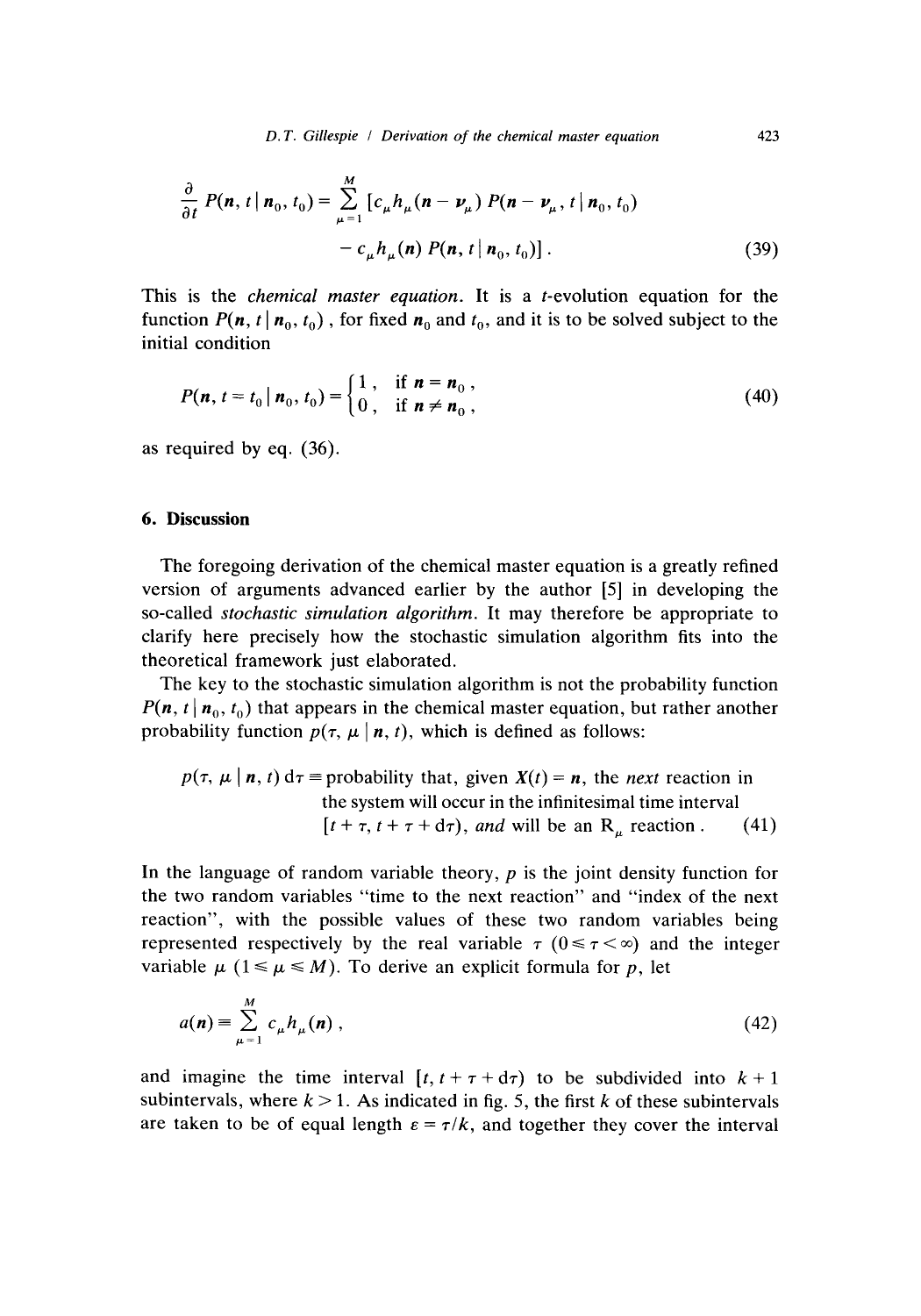$$\frac{\partial}{\partial t} P(\boldsymbol{n}, t \mid \boldsymbol{n}_0, t_0) = \sum_{\mu=1}^{M} [c_\mu h_\mu(\boldsymbol{n} - \boldsymbol{\nu}_\mu) P(\boldsymbol{n} - \boldsymbol{\nu}_\mu, t \mid \boldsymbol{n}_0, t_0) - c_\mu h_\mu(\boldsymbol{n}) P(\boldsymbol{n}, t \mid \boldsymbol{n}_0, t_0)] . \tag{39}$$

This is the *chemical master equation*. It is a $t$-evolution equation for the function $P(\boldsymbol{n}, t \mid \boldsymbol{n}_0, t_0)$, for fixed $\boldsymbol{n}_0$ and $t_0$, and it is to be solved subject to the initial condition

$$P(\boldsymbol{n}, t = t_0 \mid \boldsymbol{n}_0, t_0) = \begin{cases} 1, & \text{if } \boldsymbol{n} = \boldsymbol{n}_0 , \\ 0, & \text{if } \boldsymbol{n} \neq \boldsymbol{n}_0 , \end{cases} \tag{40}$$

as required by eq. (36).

## 6. Discussion

The foregoing derivation of the chemical master equation is a greatly refined version of arguments advanced earlier by the author [5] in developing the so-called *stochastic simulation algorithm*. It may therefore be appropriate to clarify here precisely how the stochastic simulation algorithm fits into the theoretical framework just elaborated.

The key to the stochastic simulation algorithm is not the probability function $P(\boldsymbol{n}, t \mid \boldsymbol{n}_0, t_0)$ that appears in the chemical master equation, but rather another probability function $p(\tau, \mu \mid \boldsymbol{n}, t)$, which is defined as follows:

$$p(\tau, \mu \mid \boldsymbol{n}, t)\, d\tau \equiv \text{probability that, given } \boldsymbol{X}(t) = \boldsymbol{n}, \text{ the } \textit{next} \text{ reaction in the system will occur in the infinitesimal time interval } [t + \tau, t + \tau + d\tau), \textit{ and} \text{ will be an } R_\mu \text{ reaction} . \tag{41}$$

In the language of random variable theory, $p$ is the joint density function for the two random variables "time to the next reaction" and "index of the next reaction", with the possible values of these two random variables being represented respectively by the real variable $\tau$ $(0 \leq \tau < \infty)$ and the integer variable $\mu$ $(1 \leq \mu \leq M)$. To derive an explicit formula for $p$, let

$$a(\boldsymbol{n}) \equiv \sum_{\mu=1}^{M} c_\mu h_\mu(\boldsymbol{n}) , \tag{42}$$

and imagine the time interval $[t, t + \tau + d\tau)$ to be subdivided into $k + 1$ subintervals, where $k > 1$. As indicated in fig. 5, the first $k$ of these subintervals are taken to be of equal length $\varepsilon = \tau / k$, and together they cover the interval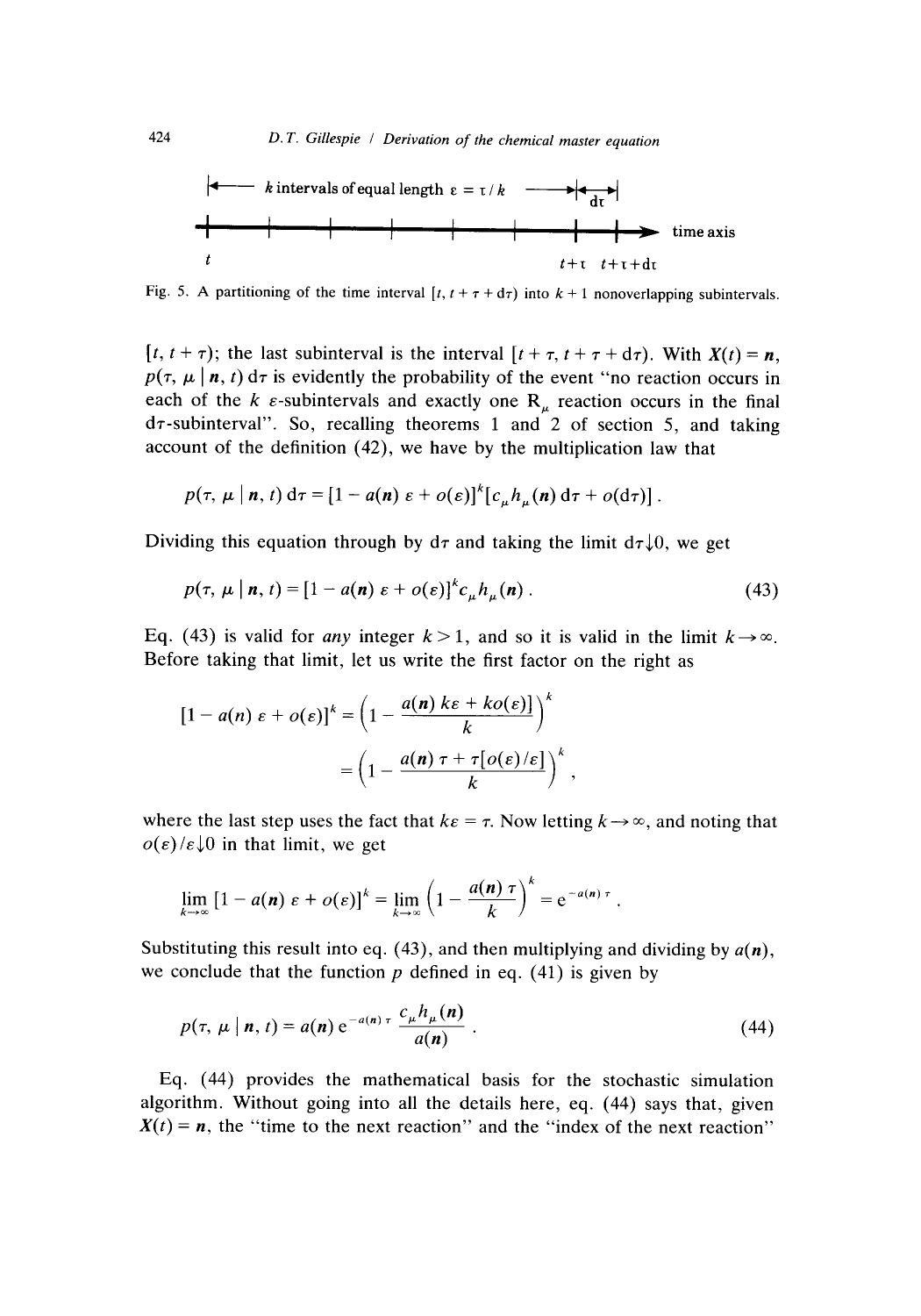Fig. 5. A partitioning of the time interval $[t, t+\tau+\mathrm{d}\tau)$ into $k+1$ nonoverlapping subintervals.

$[t, t+\tau)$; the last subinterval is the interval $[t+\tau, t+\tau+\mathrm{d}\tau)$. With $\boldsymbol{X}(t)=\boldsymbol{n}$, $p(\tau, \mu \mid \boldsymbol{n}, t)\,\mathrm{d}\tau$ is evidently the probability of the event "no reaction occurs in each of the $k$ $\varepsilon$-subintervals and exactly one $R_\mu$ reaction occurs in the final $\mathrm{d}\tau$-subinterval". So, recalling theorems 1 and 2 of section 5, and taking account of the definition (42), we have by the multiplication law that

$$p(\tau, \mu \mid \boldsymbol{n}, t)\,\mathrm{d}\tau = [1 - a(\boldsymbol{n})\,\varepsilon + o(\varepsilon)]^k [c_\mu h_\mu(\boldsymbol{n})\,\mathrm{d}\tau + o(\mathrm{d}\tau)]\,.$$

Dividing this equation through by $\mathrm{d}\tau$ and taking the limit $\mathrm{d}\tau\downarrow 0$, we get

$$p(\tau, \mu \mid \boldsymbol{n}, t) = [1 - a(\boldsymbol{n})\,\varepsilon + o(\varepsilon)]^k c_\mu h_\mu(\boldsymbol{n})\,. \tag{43}$$

Eq. (43) is valid for *any* integer $k > 1$, and so it is valid in the limit $k \to \infty$. Before taking that limit, let us write the first factor on the right as

$$[1 - a(n)\,\varepsilon + o(\varepsilon)]^k = \left(1 - \frac{a(\boldsymbol{n})\,k\varepsilon + ko(\varepsilon)]}{k}\right)^k$$

$$= \left(1 - \frac{a(\boldsymbol{n})\,\tau + \tau[o(\varepsilon)/\varepsilon]}{k}\right)^k,$$

where the last step uses the fact that $k\varepsilon = \tau$. Now letting $k \to \infty$, and noting that $o(\varepsilon)/\varepsilon \downarrow 0$ in that limit, we get

$$\lim_{k\to\infty} [1 - a(\boldsymbol{n})\,\varepsilon + o(\varepsilon)]^k = \lim_{k\to\infty} \left(1 - \frac{a(\boldsymbol{n})\,\tau}{k}\right)^k = \mathrm{e}^{-a(\boldsymbol{n})\,\tau}\,.$$

Substituting this result into eq. (43), and then multiplying and dividing by $a(\boldsymbol{n})$, we conclude that the function $p$ defined in eq. (41) is given by

$$p(\tau, \mu \mid \boldsymbol{n}, t) = a(\boldsymbol{n})\,\mathrm{e}^{-a(\boldsymbol{n})\,\tau}\,\frac{c_\mu h_\mu(\boldsymbol{n})}{a(\boldsymbol{n})}\,. \tag{44}$$

Eq. (44) provides the mathematical basis for the stochastic simulation algorithm. Without going into all the details here, eq. (44) says that, given $\boldsymbol{X}(t) = \boldsymbol{n}$, the "time to the next reaction" and the "index of the next reaction"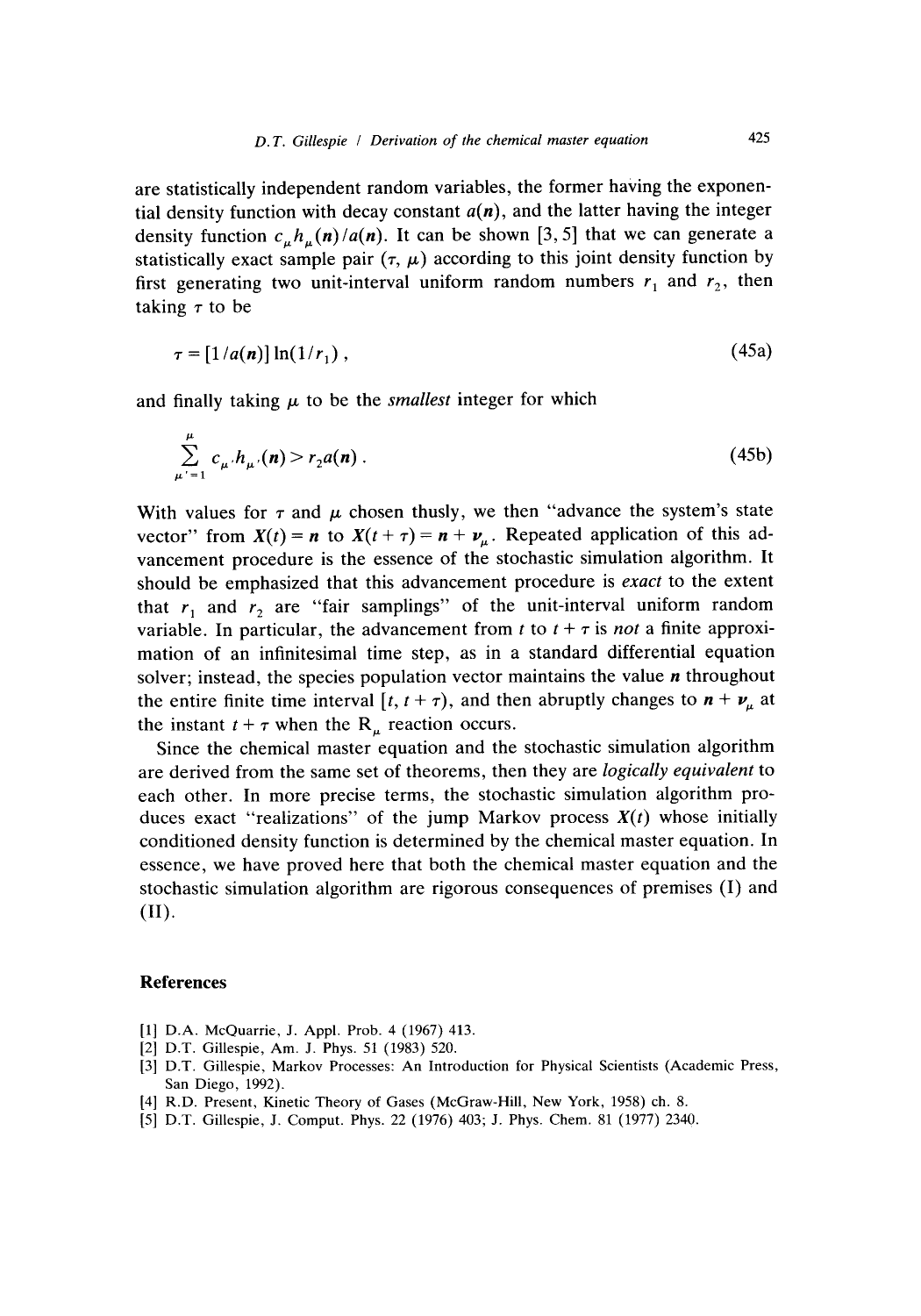are statistically independent random variables, the former having the exponential density function with decay constant $a(\boldsymbol{n})$, and the latter having the integer density function $c_\mu h_\mu(\boldsymbol{n})/a(\boldsymbol{n})$. It can be shown [3, 5] that we can generate a statistically exact sample pair $(\tau, \mu)$ according to this joint density function by first generating two unit-interval uniform random numbers $r_1$ and $r_2$, then taking $\tau$ to be

$$\tau = [1/a(\boldsymbol{n})] \ln(1/r_1) , \tag{45a}$$

and finally taking $\mu$ to be the *smallest* integer for which

$$\sum_{\mu'=1}^{\mu} c_{\mu'} h_{\mu'}(\boldsymbol{n}) > r_2 a(\boldsymbol{n}) . \tag{45b}$$

With values for $\tau$ and $\mu$ chosen thusly, we then "advance the system's state vector" from $\boldsymbol{X}(t) = \boldsymbol{n}$ to $\boldsymbol{X}(t+\tau) = \boldsymbol{n} + \boldsymbol{\nu}_\mu$. Repeated application of this advancement procedure is the essence of the stochastic simulation algorithm. It should be emphasized that this advancement procedure is *exact* to the extent that $r_1$ and $r_2$ are "fair samplings" of the unit-interval uniform random variable. In particular, the advancement from $t$ to $t + \tau$ is *not* a finite approximation of an infinitesimal time step, as in a standard differential equation solver; instead, the species population vector maintains the value $\boldsymbol{n}$ throughout the entire finite time interval $[t, t+\tau)$, and then abruptly changes to $\boldsymbol{n} + \boldsymbol{\nu}_\mu$ at the instant $t + \tau$ when the $\mathrm{R}_\mu$ reaction occurs.

Since the chemical master equation and the stochastic simulation algorithm are derived from the same set of theorems, then they are *logically equivalent* to each other. In more precise terms, the stochastic simulation algorithm produces exact "realizations" of the jump Markov process $\boldsymbol{X}(t)$ whose initially conditioned density function is determined by the chemical master equation. In essence, we have proved here that both the chemical master equation and the stochastic simulation algorithm are rigorous consequences of premises (I) and (II).

## References

[1] D.A. McQuarrie, J. Appl. Prob. 4 (1967) 413.

[2] D.T. Gillespie, Am. J. Phys. 51 (1983) 520.

[3] D.T. Gillespie, Markov Processes: An Introduction for Physical Scientists (Academic Press, San Diego, 1992).

[4] R.D. Present, Kinetic Theory of Gases (McGraw-Hill, New York, 1958) ch. 8.

[5] D.T. Gillespie, J. Comput. Phys. 22 (1976) 403; J. Phys. Chem. 81 (1977) 2340.